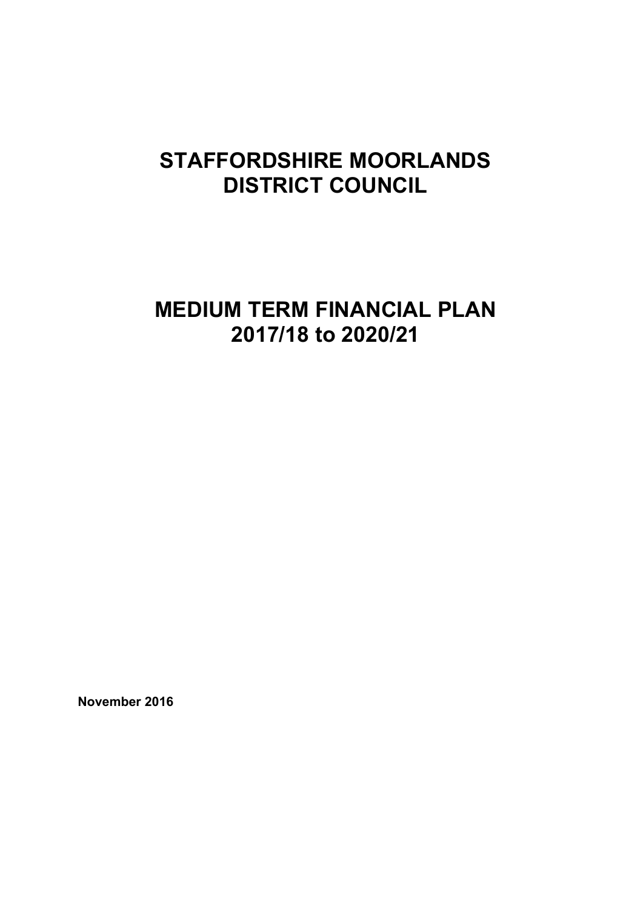# STAFFORDSHIRE MOORLANDS DISTRICT COUNCIL

# MEDIUM TERM FINANCIAL PLAN 2017/18 to 2020/21

**November 2016**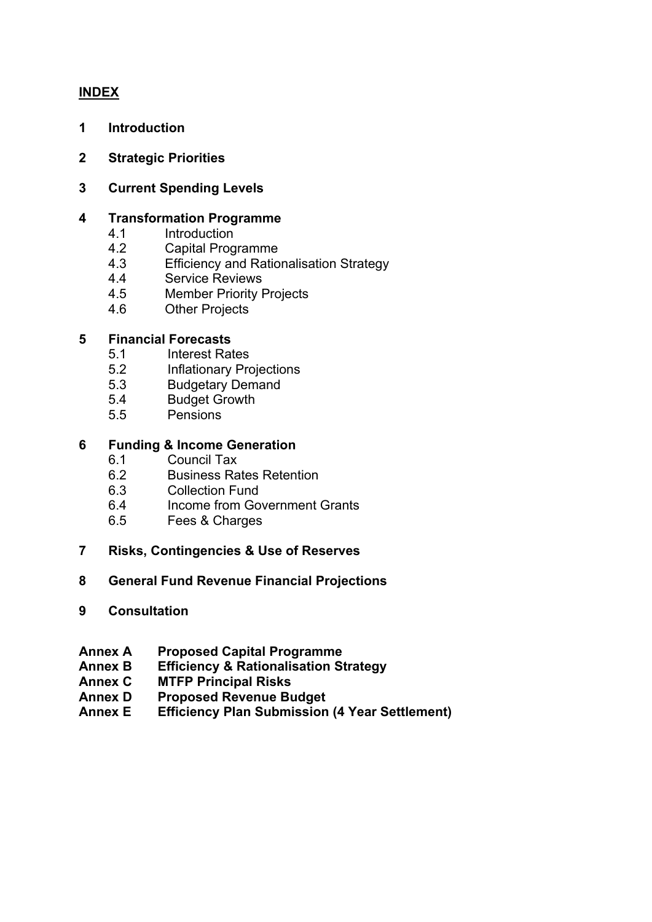**INDEX**

**1 Introduction**

**2 Strategic Priorities**

**3 Current Spending Levels**

**4 Transformation Programme**
- 4.1 Introduction
- 4.2 Capital Programme
- 4.3 Efficiency and Rationalisation Strategy
- 4.4 Service Reviews
- 4.5 Member Priority Projects
- 4.6 Other Projects

**5 Financial Forecasts**
- 5.1 Interest Rates
- 5.2 Inflationary Projections
- 5.3 Budgetary Demand
- 5.4 Budget Growth
- 5.5 Pensions

**6 Funding & Income Generation**
- 6.1 Council Tax
- 6.2 Business Rates Retention
- 6.3 Collection Fund
- 6.4 Income from Government Grants
- 6.5 Fees & Charges

**7 Risks, Contingencies & Use of Reserves**

**8 General Fund Revenue Financial Projections**

**9 Consultation**

**Annex A Proposed Capital Programme**
**Annex B Efficiency & Rationalisation Strategy**
**Annex C MTFP Principal Risks**
**Annex D Proposed Revenue Budget**
**Annex E Efficiency Plan Submission (4 Year Settlement)**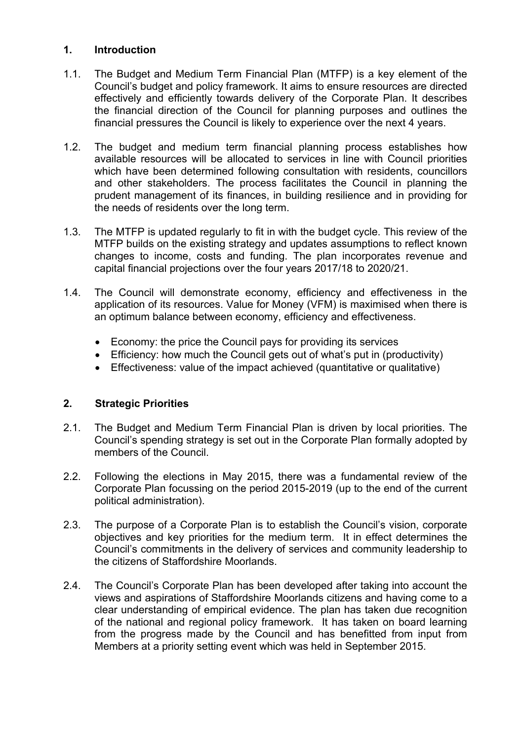## 1. Introduction

1.1. The Budget and Medium Term Financial Plan (MTFP) is a key element of the Council's budget and policy framework. It aims to ensure resources are directed effectively and efficiently towards delivery of the Corporate Plan. It describes the financial direction of the Council for planning purposes and outlines the financial pressures the Council is likely to experience over the next 4 years.

1.2. The budget and medium term financial planning process establishes how available resources will be allocated to services in line with Council priorities which have been determined following consultation with residents, councillors and other stakeholders. The process facilitates the Council in planning the prudent management of its finances, in building resilience and in providing for the needs of residents over the long term.

1.3. The MTFP is updated regularly to fit in with the budget cycle. This review of the MTFP builds on the existing strategy and updates assumptions to reflect known changes to income, costs and funding. The plan incorporates revenue and capital financial projections over the four years 2017/18 to 2020/21.

1.4. The Council will demonstrate economy, efficiency and effectiveness in the application of its resources. Value for Money (VFM) is maximised when there is an optimum balance between economy, efficiency and effectiveness.

- Economy: the price the Council pays for providing its services
- Efficiency: how much the Council gets out of what's put in (productivity)
- Effectiveness: value of the impact achieved (quantitative or qualitative)

## 2. Strategic Priorities

2.1. The Budget and Medium Term Financial Plan is driven by local priorities. The Council's spending strategy is set out in the Corporate Plan formally adopted by members of the Council.

2.2. Following the elections in May 2015, there was a fundamental review of the Corporate Plan focussing on the period 2015-2019 (up to the end of the current political administration).

2.3. The purpose of a Corporate Plan is to establish the Council's vision, corporate objectives and key priorities for the medium term. It in effect determines the Council's commitments in the delivery of services and community leadership to the citizens of Staffordshire Moorlands.

2.4. The Council's Corporate Plan has been developed after taking into account the views and aspirations of Staffordshire Moorlands citizens and having come to a clear understanding of empirical evidence. The plan has taken due recognition of the national and regional policy framework. It has taken on board learning from the progress made by the Council and has benefitted from input from Members at a priority setting event which was held in September 2015.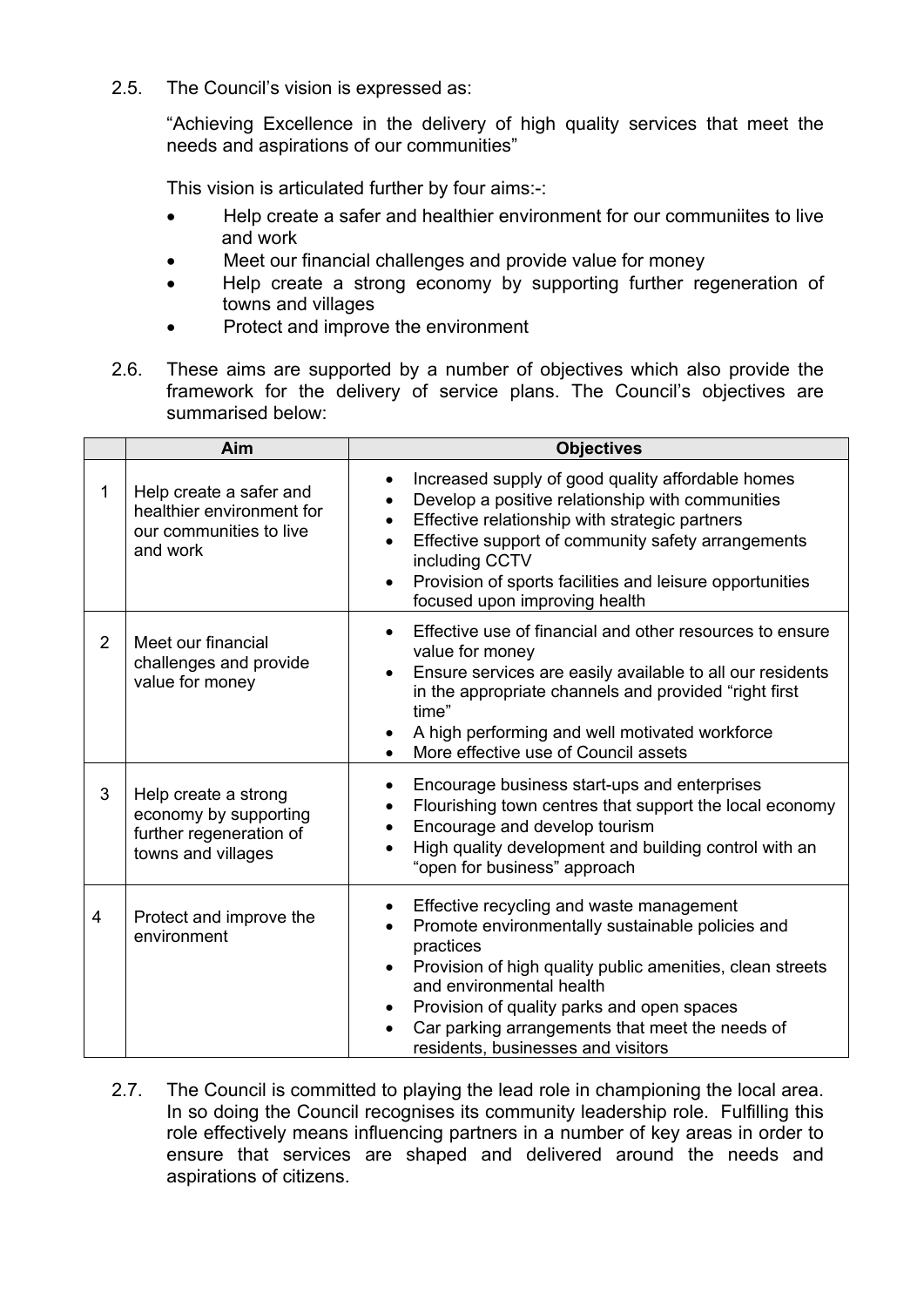2.5. The Council's vision is expressed as:

"Achieving Excellence in the delivery of high quality services that meet the needs and aspirations of our communities"

This vision is articulated further by four aims:-:

- Help create a safer and healthier environment for our communiites to live and work
- Meet our financial challenges and provide value for money
- Help create a strong economy by supporting further regeneration of towns and villages
- Protect and improve the environment

2.6. These aims are supported by a number of objectives which also provide the framework for the delivery of service plans. The Council's objectives are summarised below:

| | Aim | Objectives |
|---|---|---|
| 1 | Help create a safer and healthier environment for our communities to live and work | • Increased supply of good quality affordable homes<br>• Develop a positive relationship with communities<br>• Effective relationship with strategic partners<br>• Effective support of community safety arrangements including CCTV<br>• Provision of sports facilities and leisure opportunities focused upon improving health |
| 2 | Meet our financial challenges and provide value for money | • Effective use of financial and other resources to ensure value for money<br>• Ensure services are easily available to all our residents in the appropriate channels and provided "right first time"<br>• A high performing and well motivated workforce<br>• More effective use of Council assets |
| 3 | Help create a strong economy by supporting further regeneration of towns and villages | • Encourage business start-ups and enterprises<br>• Flourishing town centres that support the local economy<br>• Encourage and develop tourism<br>• High quality development and building control with an "open for business" approach |
| 4 | Protect and improve the environment | • Effective recycling and waste management<br>• Promote environmentally sustainable policies and practices<br>• Provision of high quality public amenities, clean streets and environmental health<br>• Provision of quality parks and open spaces<br>• Car parking arrangements that meet the needs of residents, businesses and visitors |

2.7. The Council is committed to playing the lead role in championing the local area. In so doing the Council recognises its community leadership role. Fulfilling this role effectively means influencing partners in a number of key areas in order to ensure that services are shaped and delivered around the needs and aspirations of citizens.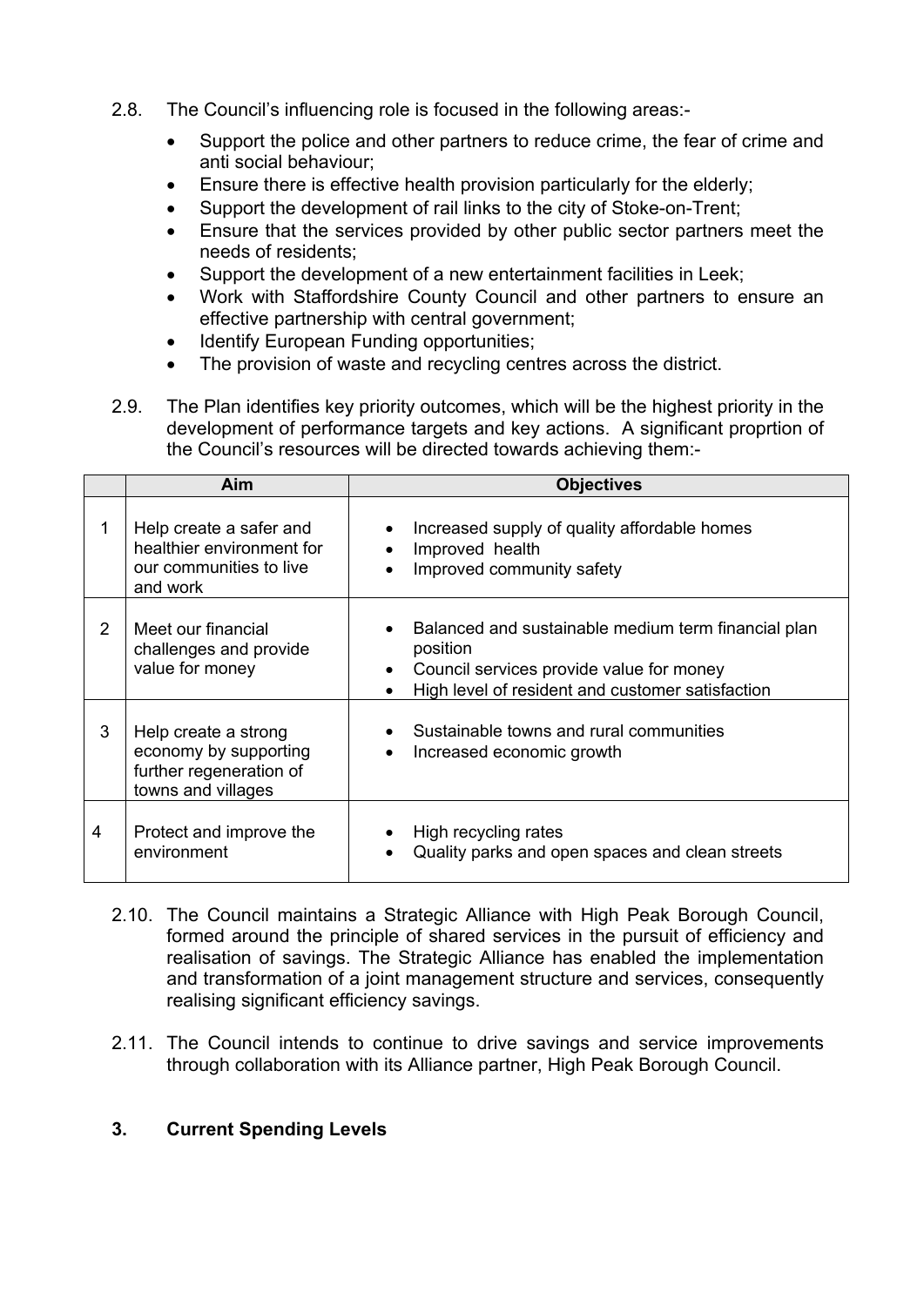2.8. The Council's influencing role is focused in the following areas:-

- Support the police and other partners to reduce crime, the fear of crime and anti social behaviour;
- Ensure there is effective health provision particularly for the elderly;
- Support the development of rail links to the city of Stoke-on-Trent;
- Ensure that the services provided by other public sector partners meet the needs of residents;
- Support the development of a new entertainment facilities in Leek;
- Work with Staffordshire County Council and other partners to ensure an effective partnership with central government;
- Identify European Funding opportunities;
- The provision of waste and recycling centres across the district.

2.9. The Plan identifies key priority outcomes, which will be the highest priority in the development of performance targets and key actions. A significant proprtion of the Council's resources will be directed towards achieving them:-

| | Aim | Objectives |
|---|---|---|
| 1 | Help create a safer and healthier environment for our communities to live and work | • Increased supply of quality affordable homes<br>• Improved health<br>• Improved community safety |
| 2 | Meet our financial challenges and provide value for money | • Balanced and sustainable medium term financial plan position<br>• Council services provide value for money<br>• High level of resident and customer satisfaction |
| 3 | Help create a strong economy by supporting further regeneration of towns and villages | • Sustainable towns and rural communities<br>• Increased economic growth |
| 4 | Protect and improve the environment | • High recycling rates<br>• Quality parks and open spaces and clean streets |

2.10. The Council maintains a Strategic Alliance with High Peak Borough Council, formed around the principle of shared services in the pursuit of efficiency and realisation of savings. The Strategic Alliance has enabled the implementation and transformation of a joint management structure and services, consequently realising significant efficiency savings.

2.11. The Council intends to continue to drive savings and service improvements through collaboration with its Alliance partner, High Peak Borough Council.

## 3. Current Spending Levels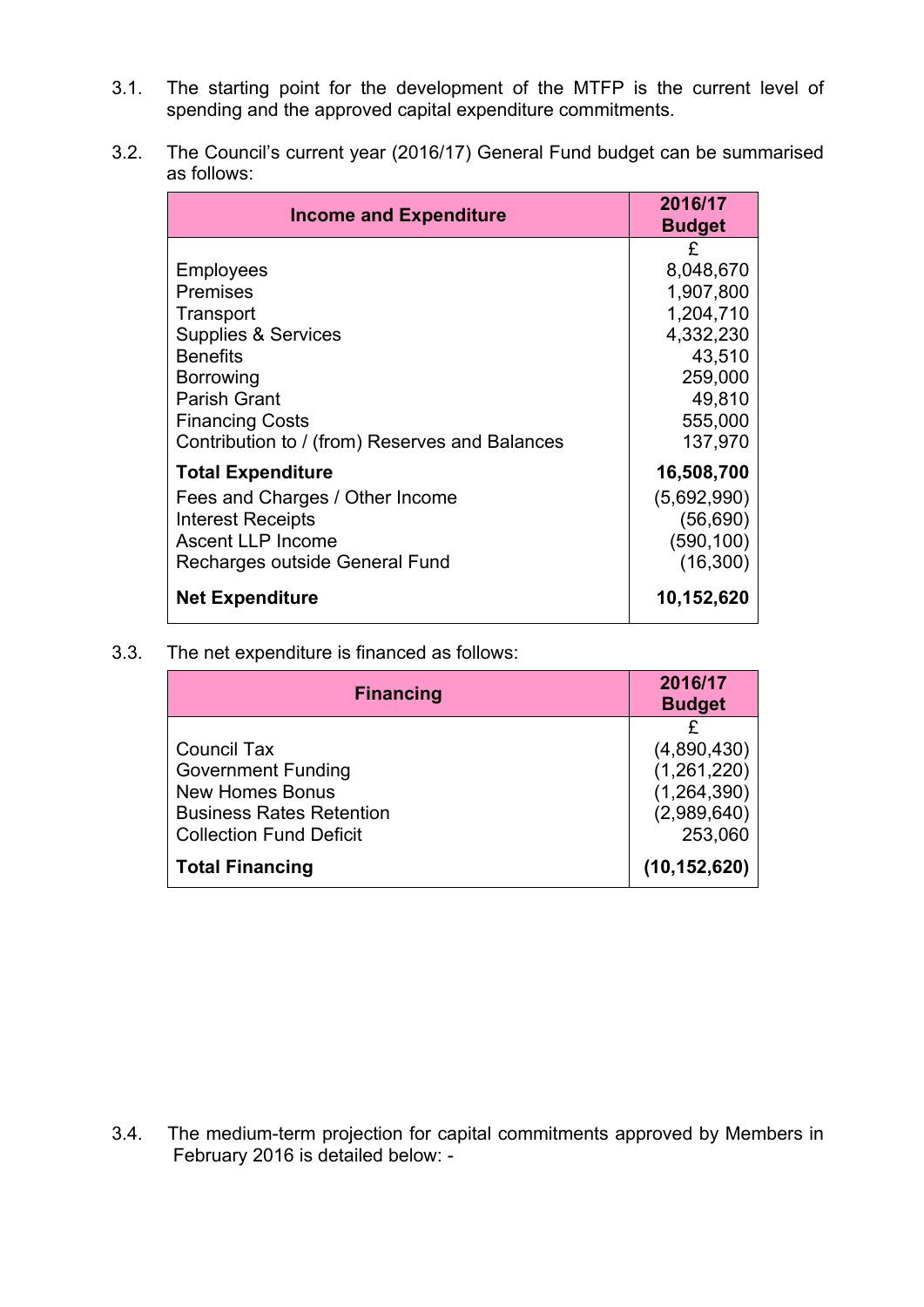3.1. The starting point for the development of the MTFP is the current level of spending and the approved capital expenditure commitments.

3.2. The Council's current year (2016/17) General Fund budget can be summarised as follows:

| Income and Expenditure | 2016/17 Budget |
|---|---|
| | £ |
| Employees | 8,048,670 |
| Premises | 1,907,800 |
| Transport | 1,204,710 |
| Supplies & Services | 4,332,230 |
| Benefits | 43,510 |
| Borrowing | 259,000 |
| Parish Grant | 49,810 |
| Financing Costs | 555,000 |
| Contribution to / (from) Reserves and Balances | 137,970 |
| **Total Expenditure** | **16,508,700** |
| Fees and Charges / Other Income | (5,692,990) |
| Interest Receipts | (56,690) |
| Ascent LLP Income | (590,100) |
| Recharges outside General Fund | (16,300) |
| **Net Expenditure** | **10,152,620** |

3.3. The net expenditure is financed as follows:

| Financing | 2016/17 Budget |
|---|---|
| | £ |
| Council Tax | (4,890,430) |
| Government Funding | (1,261,220) |
| New Homes Bonus | (1,264,390) |
| Business Rates Retention | (2,989,640) |
| Collection Fund Deficit | 253,060 |
| **Total Financing** | **(10,152,620)** |

3.4. The medium-term projection for capital commitments approved by Members in February 2016 is detailed below: -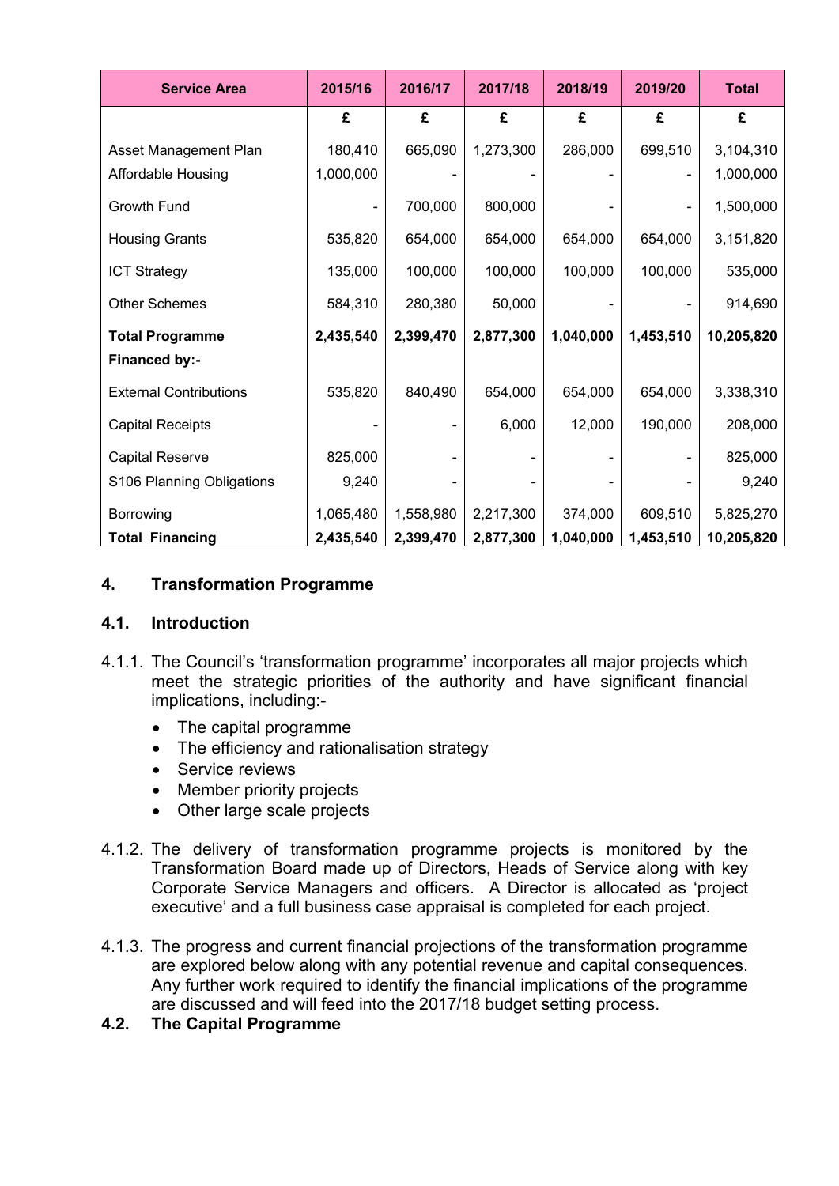| Service Area | 2015/16 | 2016/17 | 2017/18 | 2018/19 | 2019/20 | Total |
|---|---|---|---|---|---|---|
| | £ | £ | £ | £ | £ | £ |
| Asset Management Plan | 180,410 | 665,090 | 1,273,300 | 286,000 | 699,510 | 3,104,310 |
| Affordable Housing | 1,000,000 | - | - | - | - | 1,000,000 |
| Growth Fund | - | 700,000 | 800,000 | - | - | 1,500,000 |
| Housing Grants | 535,820 | 654,000 | 654,000 | 654,000 | 654,000 | 3,151,820 |
| ICT Strategy | 135,000 | 100,000 | 100,000 | 100,000 | 100,000 | 535,000 |
| Other Schemes | 584,310 | 280,380 | 50,000 | - | - | 914,690 |
| **Total Programme** | **2,435,540** | **2,399,470** | **2,877,300** | **1,040,000** | **1,453,510** | **10,205,820** |
| **Financed by:-** | | | | | | |
| External Contributions | 535,820 | 840,490 | 654,000 | 654,000 | 654,000 | 3,338,310 |
| Capital Receipts | - | - | 6,000 | 12,000 | 190,000 | 208,000 |
| Capital Reserve | 825,000 | - | - | - | - | 825,000 |
| S106 Planning Obligations | 9,240 | - | - | - | - | 9,240 |
| Borrowing | 1,065,480 | 1,558,980 | 2,217,300 | 374,000 | 609,510 | 5,825,270 |
| **Total Financing** | **2,435,540** | **2,399,470** | **2,877,300** | **1,040,000** | **1,453,510** | **10,205,820** |

## 4. Transformation Programme

### 4.1. Introduction

4.1.1. The Council's 'transformation programme' incorporates all major projects which meet the strategic priorities of the authority and have significant financial implications, including:-

- The capital programme
- The efficiency and rationalisation strategy
- Service reviews
- Member priority projects
- Other large scale projects

4.1.2. The delivery of transformation programme projects is monitored by the Transformation Board made up of Directors, Heads of Service along with key Corporate Service Managers and officers. A Director is allocated as 'project executive' and a full business case appraisal is completed for each project.

4.1.3. The progress and current financial projections of the transformation programme are explored below along with any potential revenue and capital consequences. Any further work required to identify the financial implications of the programme are discussed and will feed into the 2017/18 budget setting process.

### 4.2. The Capital Programme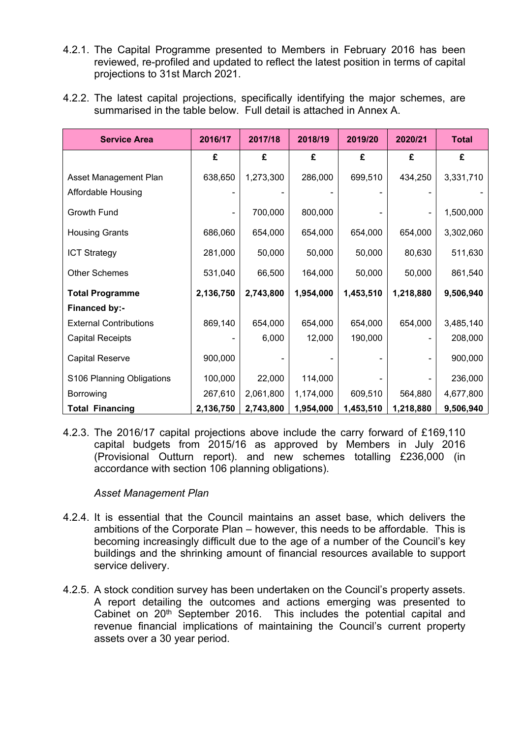4.2.1. The Capital Programme presented to Members in February 2016 has been reviewed, re-profiled and updated to reflect the latest position in terms of capital projections to 31st March 2021.

4.2.2. The latest capital projections, specifically identifying the major schemes, are summarised in the table below. Full detail is attached in Annex A.

| Service Area | 2016/17 | 2017/18 | 2018/19 | 2019/20 | 2020/21 | Total |
|---|---|---|---|---|---|---|
| | £ | £ | £ | £ | £ | £ |
| Asset Management Plan | 638,650 | 1,273,300 | 286,000 | 699,510 | 434,250 | 3,331,710 |
| Affordable Housing | - | - | - | - | - | - |
| Growth Fund | - | 700,000 | 800,000 | - | - | 1,500,000 |
| Housing Grants | 686,060 | 654,000 | 654,000 | 654,000 | 654,000 | 3,302,060 |
| ICT Strategy | 281,000 | 50,000 | 50,000 | 50,000 | 80,630 | 511,630 |
| Other Schemes | 531,040 | 66,500 | 164,000 | 50,000 | 50,000 | 861,540 |
| **Total Programme** | **2,136,750** | **2,743,800** | **1,954,000** | **1,453,510** | **1,218,880** | **9,506,940** |
| **Financed by:-** | | | | | | |
| External Contributions | 869,140 | 654,000 | 654,000 | 654,000 | 654,000 | 3,485,140 |
| Capital Receipts | - | 6,000 | 12,000 | 190,000 | - | 208,000 |
| Capital Reserve | 900,000 | - | - | - | - | 900,000 |
| S106 Planning Obligations | 100,000 | 22,000 | 114,000 | - | - | 236,000 |
| Borrowing | 267,610 | 2,061,800 | 1,174,000 | 609,510 | 564,880 | 4,677,800 |
| **Total Financing** | **2,136,750** | **2,743,800** | **1,954,000** | **1,453,510** | **1,218,880** | **9,506,940** |

4.2.3. The 2016/17 capital projections above include the carry forward of £169,110 capital budgets from 2015/16 as approved by Members in July 2016 (Provisional Outturn report). and new schemes totalling £236,000 (in accordance with section 106 planning obligations).

*Asset Management Plan*

4.2.4. It is essential that the Council maintains an asset base, which delivers the ambitions of the Corporate Plan – however, this needs to be affordable. This is becoming increasingly difficult due to the age of a number of the Council's key buildings and the shrinking amount of financial resources available to support service delivery.

4.2.5. A stock condition survey has been undertaken on the Council's property assets. A report detailing the outcomes and actions emerging was presented to Cabinet on 20th September 2016. This includes the potential capital and revenue financial implications of maintaining the Council's current property assets over a 30 year period.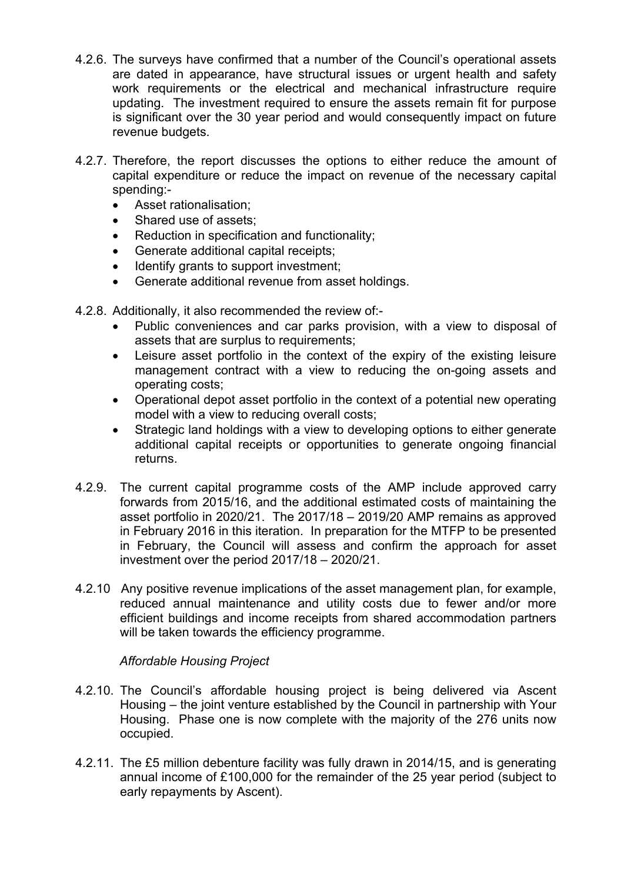4.2.6. The surveys have confirmed that a number of the Council's operational assets are dated in appearance, have structural issues or urgent health and safety work requirements or the electrical and mechanical infrastructure require updating. The investment required to ensure the assets remain fit for purpose is significant over the 30 year period and would consequently impact on future revenue budgets.

4.2.7. Therefore, the report discusses the options to either reduce the amount of capital expenditure or reduce the impact on revenue of the necessary capital spending:-

- Asset rationalisation;
- Shared use of assets;
- Reduction in specification and functionality;
- Generate additional capital receipts;
- Identify grants to support investment;
- Generate additional revenue from asset holdings.

4.2.8. Additionally, it also recommended the review of:-

- Public conveniences and car parks provision, with a view to disposal of assets that are surplus to requirements;
- Leisure asset portfolio in the context of the expiry of the existing leisure management contract with a view to reducing the on-going assets and operating costs;
- Operational depot asset portfolio in the context of a potential new operating model with a view to reducing overall costs;
- Strategic land holdings with a view to developing options to either generate additional capital receipts or opportunities to generate ongoing financial returns.

4.2.9. The current capital programme costs of the AMP include approved carry forwards from 2015/16, and the additional estimated costs of maintaining the asset portfolio in 2020/21. The 2017/18 – 2019/20 AMP remains as approved in February 2016 in this iteration. In preparation for the MTFP to be presented in February, the Council will assess and confirm the approach for asset investment over the period 2017/18 – 2020/21.

4.2.10 Any positive revenue implications of the asset management plan, for example, reduced annual maintenance and utility costs due to fewer and/or more efficient buildings and income receipts from shared accommodation partners will be taken towards the efficiency programme.

*Affordable Housing Project*

4.2.10. The Council's affordable housing project is being delivered via Ascent Housing – the joint venture established by the Council in partnership with Your Housing. Phase one is now complete with the majority of the 276 units now occupied.

4.2.11. The £5 million debenture facility was fully drawn in 2014/15, and is generating annual income of £100,000 for the remainder of the 25 year period (subject to early repayments by Ascent).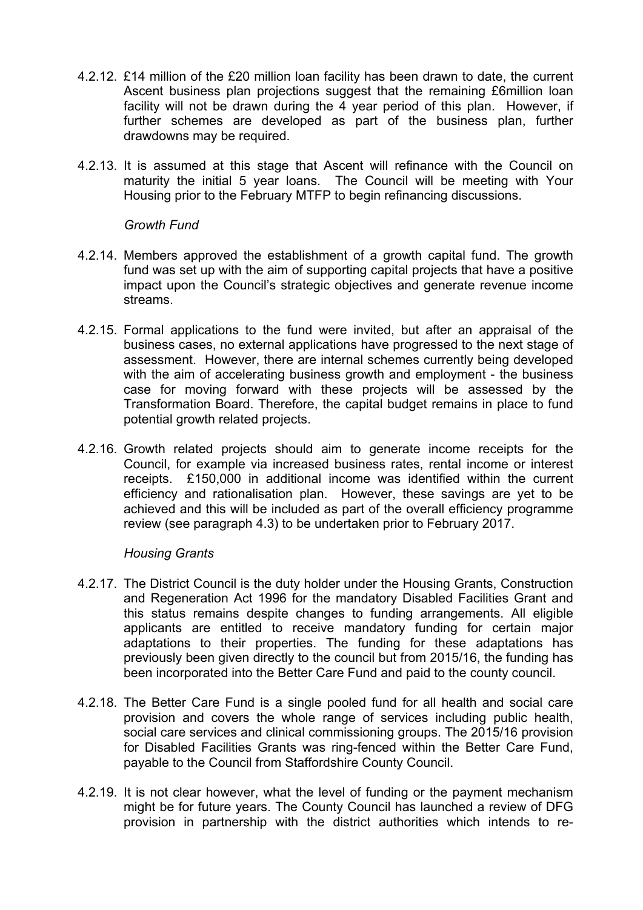4.2.12. £14 million of the £20 million loan facility has been drawn to date, the current Ascent business plan projections suggest that the remaining £6million loan facility will not be drawn during the 4 year period of this plan. However, if further schemes are developed as part of the business plan, further drawdowns may be required.

4.2.13. It is assumed at this stage that Ascent will refinance with the Council on maturity the initial 5 year loans. The Council will be meeting with Your Housing prior to the February MTFP to begin refinancing discussions.

*Growth Fund*

4.2.14. Members approved the establishment of a growth capital fund. The growth fund was set up with the aim of supporting capital projects that have a positive impact upon the Council's strategic objectives and generate revenue income streams.

4.2.15. Formal applications to the fund were invited, but after an appraisal of the business cases, no external applications have progressed to the next stage of assessment. However, there are internal schemes currently being developed with the aim of accelerating business growth and employment - the business case for moving forward with these projects will be assessed by the Transformation Board. Therefore, the capital budget remains in place to fund potential growth related projects.

4.2.16. Growth related projects should aim to generate income receipts for the Council, for example via increased business rates, rental income or interest receipts. £150,000 in additional income was identified within the current efficiency and rationalisation plan. However, these savings are yet to be achieved and this will be included as part of the overall efficiency programme review (see paragraph 4.3) to be undertaken prior to February 2017.

*Housing Grants*

4.2.17. The District Council is the duty holder under the Housing Grants, Construction and Regeneration Act 1996 for the mandatory Disabled Facilities Grant and this status remains despite changes to funding arrangements. All eligible applicants are entitled to receive mandatory funding for certain major adaptations to their properties. The funding for these adaptations has previously been given directly to the council but from 2015/16, the funding has been incorporated into the Better Care Fund and paid to the county council.

4.2.18. The Better Care Fund is a single pooled fund for all health and social care provision and covers the whole range of services including public health, social care services and clinical commissioning groups. The 2015/16 provision for Disabled Facilities Grants was ring-fenced within the Better Care Fund, payable to the Council from Staffordshire County Council.

4.2.19. It is not clear however, what the level of funding or the payment mechanism might be for future years. The County Council has launched a review of DFG provision in partnership with the district authorities which intends to re-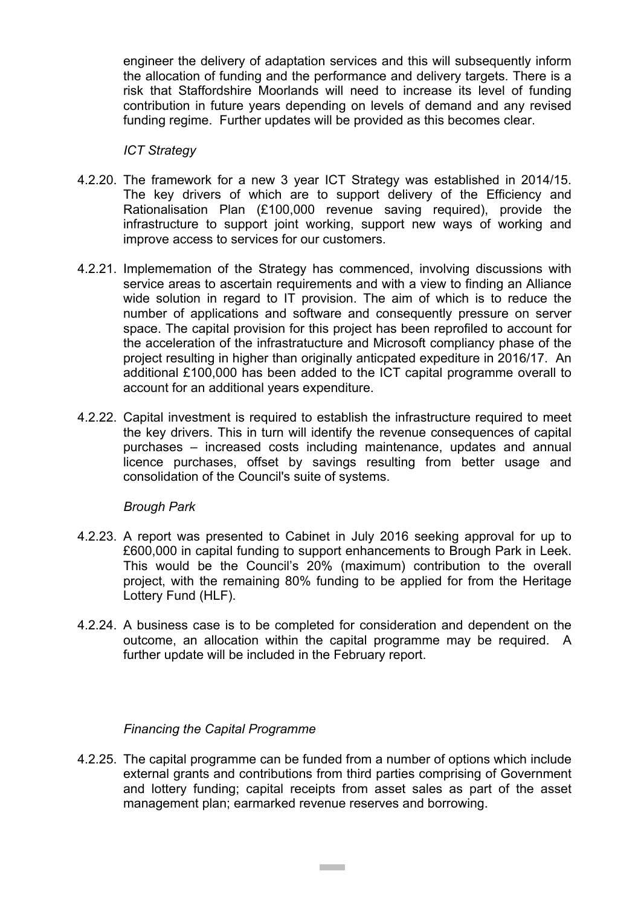engineer the delivery of adaptation services and this will subsequently inform the allocation of funding and the performance and delivery targets. There is a risk that Staffordshire Moorlands will need to increase its level of funding contribution in future years depending on levels of demand and any revised funding regime. Further updates will be provided as this becomes clear.

*ICT Strategy*

4.2.20. The framework for a new 3 year ICT Strategy was established in 2014/15. The key drivers of which are to support delivery of the Efficiency and Rationalisation Plan (£100,000 revenue saving required), provide the infrastructure to support joint working, support new ways of working and improve access to services for our customers.

4.2.21. Implememation of the Strategy has commenced, involving discussions with service areas to ascertain requirements and with a view to finding an Alliance wide solution in regard to IT provision. The aim of which is to reduce the number of applications and software and consequently pressure on server space. The capital provision for this project has been reprofiled to account for the acceleration of the infrastratucture and Microsoft compliancy phase of the project resulting in higher than originally anticpated expediture in 2016/17. An additional £100,000 has been added to the ICT capital programme overall to account for an additional years expenditure.

4.2.22. Capital investment is required to establish the infrastructure required to meet the key drivers. This in turn will identify the revenue consequences of capital purchases – increased costs including maintenance, updates and annual licence purchases, offset by savings resulting from better usage and consolidation of the Council's suite of systems.

*Brough Park*

4.2.23. A report was presented to Cabinet in July 2016 seeking approval for up to £600,000 in capital funding to support enhancements to Brough Park in Leek. This would be the Council’s 20% (maximum) contribution to the overall project, with the remaining 80% funding to be applied for from the Heritage Lottery Fund (HLF).

4.2.24. A business case is to be completed for consideration and dependent on the outcome, an allocation within the capital programme may be required. A further update will be included in the February report.

*Financing the Capital Programme*

4.2.25. The capital programme can be funded from a number of options which include external grants and contributions from third parties comprising of Government and lottery funding; capital receipts from asset sales as part of the asset management plan; earmarked revenue reserves and borrowing.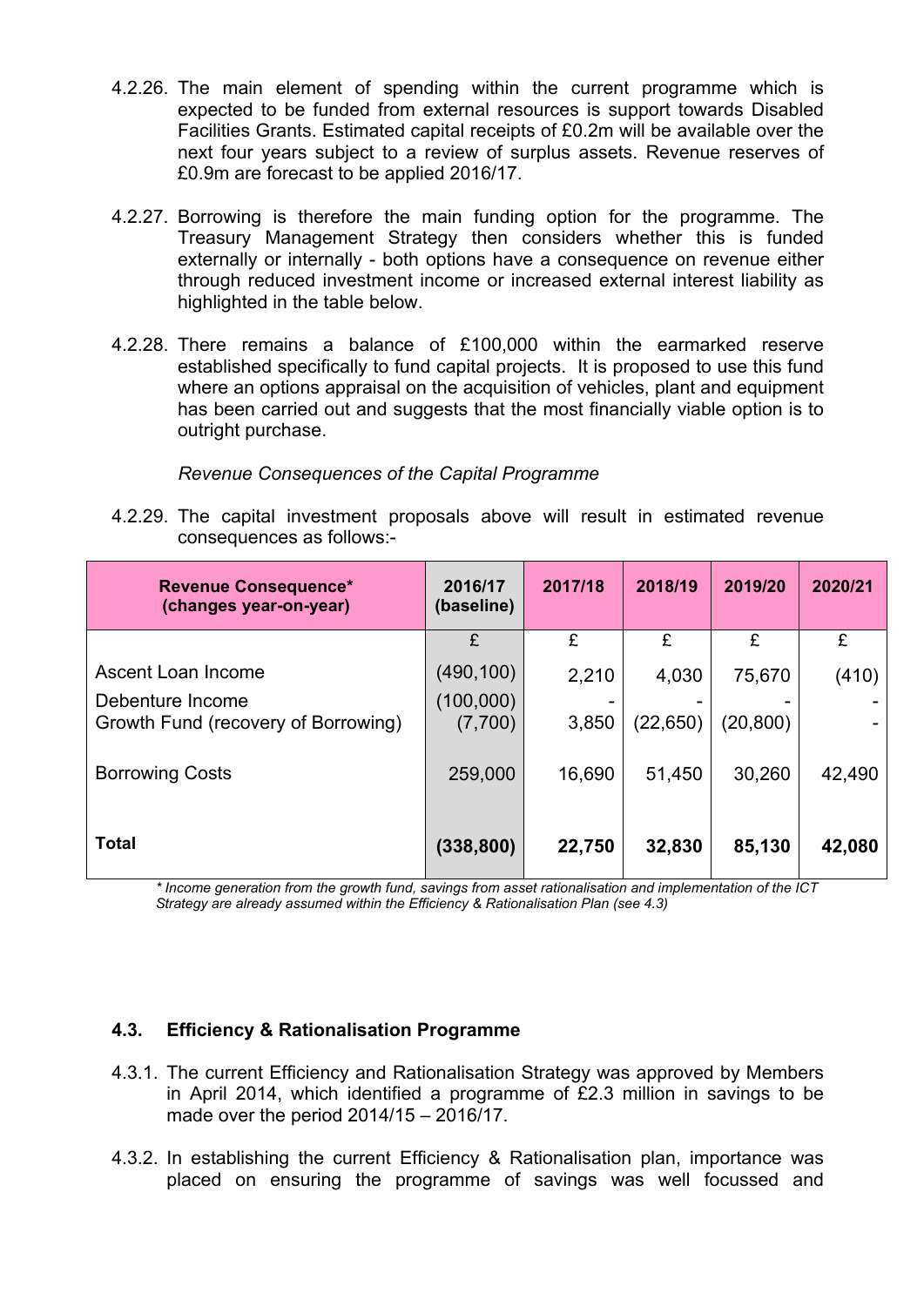4.2.26. The main element of spending within the current programme which is expected to be funded from external resources is support towards Disabled Facilities Grants. Estimated capital receipts of £0.2m will be available over the next four years subject to a review of surplus assets. Revenue reserves of £0.9m are forecast to be applied 2016/17.

4.2.27. Borrowing is therefore the main funding option for the programme. The Treasury Management Strategy then considers whether this is funded externally or internally - both options have a consequence on revenue either through reduced investment income or increased external interest liability as highlighted in the table below.

4.2.28. There remains a balance of £100,000 within the earmarked reserve established specifically to fund capital projects. It is proposed to use this fund where an options appraisal on the acquisition of vehicles, plant and equipment has been carried out and suggests that the most financially viable option is to outright purchase.

*Revenue Consequences of the Capital Programme*

4.2.29. The capital investment proposals above will result in estimated revenue consequences as follows:-

| Revenue Consequence* (changes year-on-year) | 2016/17 (baseline) | 2017/18 | 2018/19 | 2019/20 | 2020/21 |
|---|---|---|---|---|---|
| | £ | £ | £ | £ | £ |
| Ascent Loan Income | (490,100) | 2,210 | 4,030 | 75,670 | (410) |
| Debenture Income | (100,000) | - | - | - | - |
| Growth Fund (recovery of Borrowing) | (7,700) | 3,850 | (22,650) | (20,800) | - |
| Borrowing Costs | 259,000 | 16,690 | 51,450 | 30,260 | 42,490 |
| **Total** | **(338,800)** | **22,750** | **32,830** | **85,130** | **42,080** |

*\* Income generation from the growth fund, savings from asset rationalisation and implementation of the ICT Strategy are already assumed within the Efficiency & Rationalisation Plan (see 4.3)*

### 4.3. Efficiency & Rationalisation Programme

4.3.1. The current Efficiency and Rationalisation Strategy was approved by Members in April 2014, which identified a programme of £2.3 million in savings to be made over the period 2014/15 – 2016/17.

4.3.2. In establishing the current Efficiency & Rationalisation plan, importance was placed on ensuring the programme of savings was well focussed and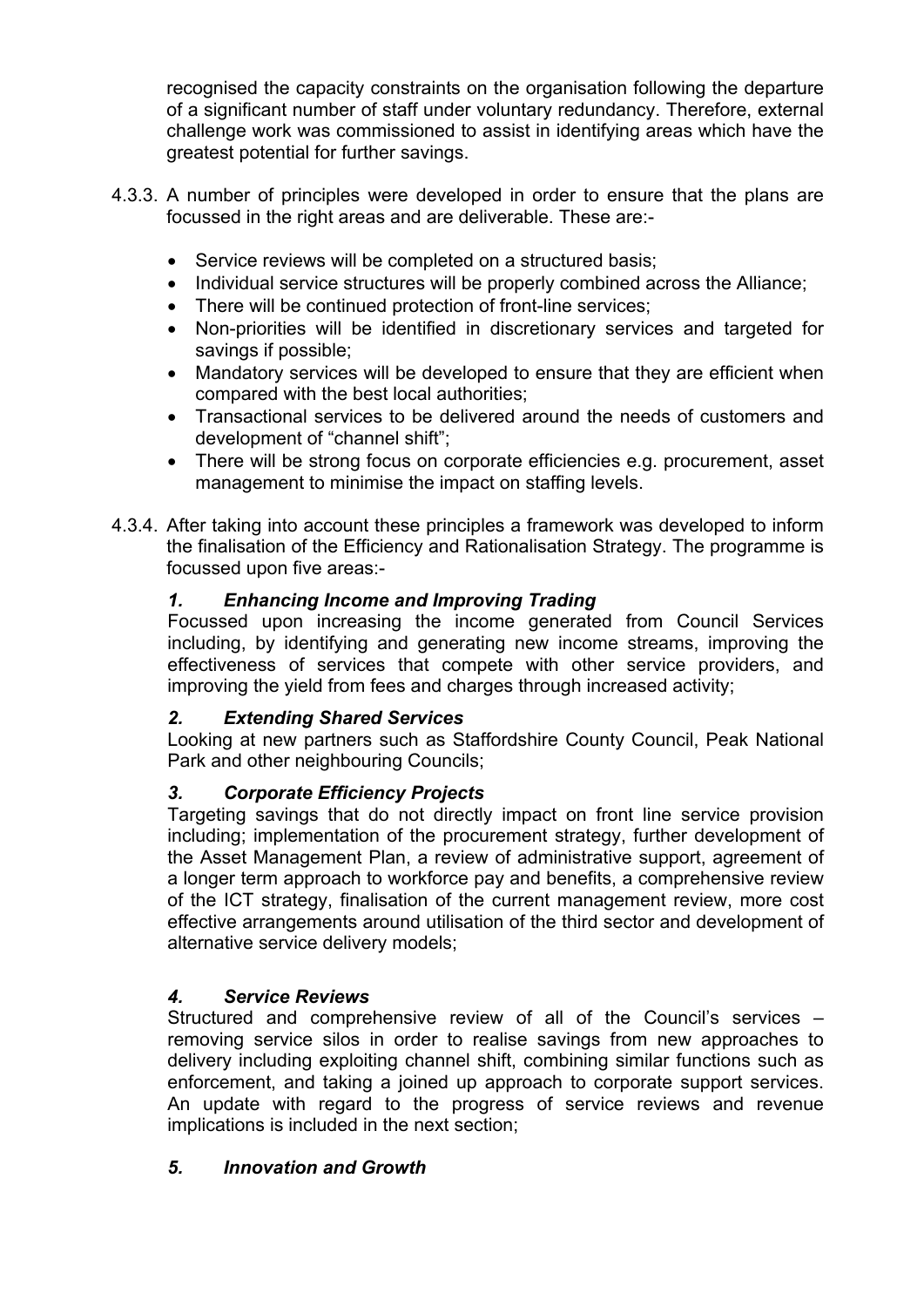recognised the capacity constraints on the organisation following the departure of a significant number of staff under voluntary redundancy. Therefore, external challenge work was commissioned to assist in identifying areas which have the greatest potential for further savings.

4.3.3. A number of principles were developed in order to ensure that the plans are focussed in the right areas and are deliverable. These are:-

- Service reviews will be completed on a structured basis;
- Individual service structures will be properly combined across the Alliance;
- There will be continued protection of front-line services;
- Non-priorities will be identified in discretionary services and targeted for savings if possible;
- Mandatory services will be developed to ensure that they are efficient when compared with the best local authorities;
- Transactional services to be delivered around the needs of customers and development of "channel shift";
- There will be strong focus on corporate efficiencies e.g. procurement, asset management to minimise the impact on staffing levels.

4.3.4. After taking into account these principles a framework was developed to inform the finalisation of the Efficiency and Rationalisation Strategy. The programme is focussed upon five areas:-

***1. Enhancing Income and Improving Trading***

Focussed upon increasing the income generated from Council Services including, by identifying and generating new income streams, improving the effectiveness of services that compete with other service providers, and improving the yield from fees and charges through increased activity;

***2. Extending Shared Services***

Looking at new partners such as Staffordshire County Council, Peak National Park and other neighbouring Councils;

***3. Corporate Efficiency Projects***

Targeting savings that do not directly impact on front line service provision including; implementation of the procurement strategy, further development of the Asset Management Plan, a review of administrative support, agreement of a longer term approach to workforce pay and benefits, a comprehensive review of the ICT strategy, finalisation of the current management review, more cost effective arrangements around utilisation of the third sector and development of alternative service delivery models;

***4. Service Reviews***

Structured and comprehensive review of all of the Council's services – removing service silos in order to realise savings from new approaches to delivery including exploiting channel shift, combining similar functions such as enforcement, and taking a joined up approach to corporate support services. An update with regard to the progress of service reviews and revenue implications is included in the next section;

***5. Innovation and Growth***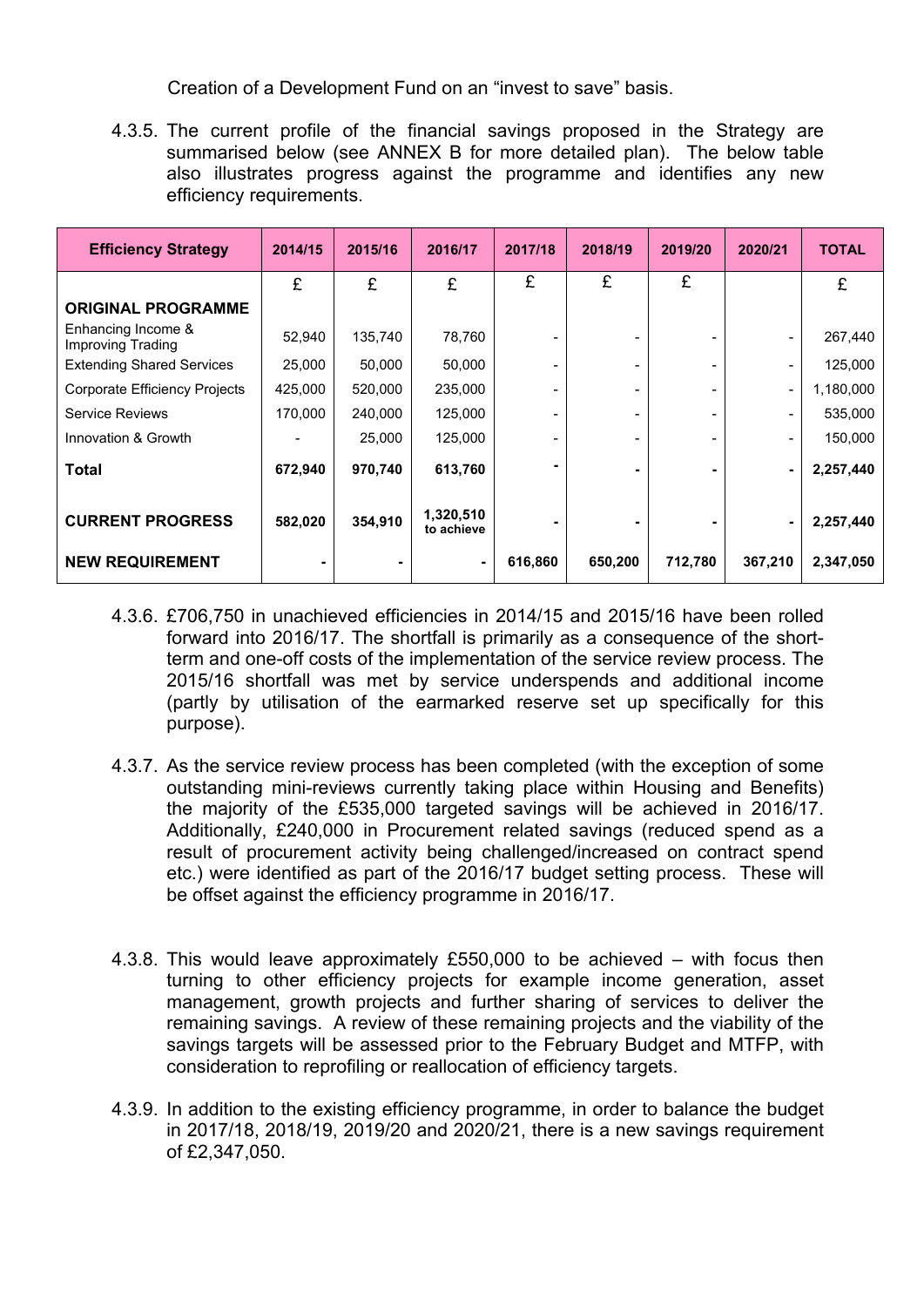Creation of a Development Fund on an "invest to save" basis.

4.3.5. The current profile of the financial savings proposed in the Strategy are summarised below (see ANNEX B for more detailed plan). The below table also illustrates progress against the programme and identifies any new efficiency requirements.

| Efficiency Strategy | 2014/15 | 2015/16 | 2016/17 | 2017/18 | 2018/19 | 2019/20 | 2020/21 | TOTAL |
|---|---|---|---|---|---|---|---|---|
| | £ | £ | £ | £ | £ | £ | | £ |
| **ORIGINAL PROGRAMME** | | | | | | | | |
| Enhancing Income & Improving Trading | 52,940 | 135,740 | 78,760 | - | - | - | - | 267,440 |
| Extending Shared Services | 25,000 | 50,000 | 50,000 | - | - | - | - | 125,000 |
| Corporate Efficiency Projects | 425,000 | 520,000 | 235,000 | - | - | - | - | 1,180,000 |
| Service Reviews | 170,000 | 240,000 | 125,000 | - | - | - | - | 535,000 |
| Innovation & Growth | - | 25,000 | 125,000 | - | - | - | - | 150,000 |
| **Total** | **672,940** | **970,740** | **613,760** | **-** | **-** | **-** | **-** | **2,257,440** |
| **CURRENT PROGRESS** | **582,020** | **354,910** | **1,320,510 to achieve** | **-** | **-** | **-** | **-** | **2,257,440** |
| **NEW REQUIREMENT** | **-** | **-** | **-** | **616,860** | **650,200** | **712,780** | **367,210** | **2,347,050** |

4.3.6. £706,750 in unachieved efficiencies in 2014/15 and 2015/16 have been rolled forward into 2016/17. The shortfall is primarily as a consequence of the short-term and one-off costs of the implementation of the service review process. The 2015/16 shortfall was met by service underspends and additional income (partly by utilisation of the earmarked reserve set up specifically for this purpose).

4.3.7. As the service review process has been completed (with the exception of some outstanding mini-reviews currently taking place within Housing and Benefits) the majority of the £535,000 targeted savings will be achieved in 2016/17. Additionally, £240,000 in Procurement related savings (reduced spend as a result of procurement activity being challenged/increased on contract spend etc.) were identified as part of the 2016/17 budget setting process. These will be offset against the efficiency programme in 2016/17.

4.3.8. This would leave approximately £550,000 to be achieved – with focus then turning to other efficiency projects for example income generation, asset management, growth projects and further sharing of services to deliver the remaining savings. A review of these remaining projects and the viability of the savings targets will be assessed prior to the February Budget and MTFP, with consideration to reprofiling or reallocation of efficiency targets.

4.3.9. In addition to the existing efficiency programme, in order to balance the budget in 2017/18, 2018/19, 2019/20 and 2020/21, there is a new savings requirement of £2,347,050.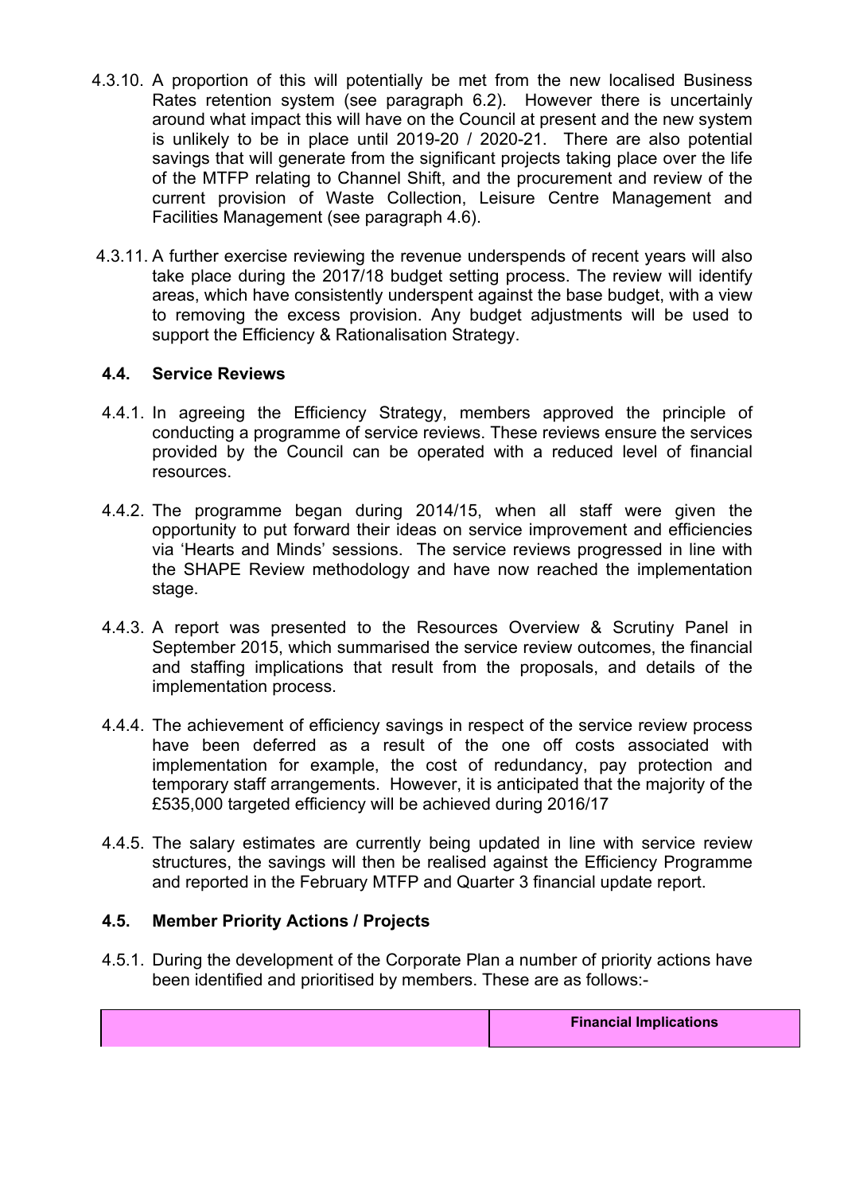4.3.10. A proportion of this will potentially be met from the new localised Business Rates retention system (see paragraph 6.2). However there is uncertainly around what impact this will have on the Council at present and the new system is unlikely to be in place until 2019-20 / 2020-21. There are also potential savings that will generate from the significant projects taking place over the life of the MTFP relating to Channel Shift, and the procurement and review of the current provision of Waste Collection, Leisure Centre Management and Facilities Management (see paragraph 4.6).

4.3.11. A further exercise reviewing the revenue underspends of recent years will also take place during the 2017/18 budget setting process. The review will identify areas, which have consistently underspent against the base budget, with a view to removing the excess provision. Any budget adjustments will be used to support the Efficiency & Rationalisation Strategy.

### 4.4. Service Reviews

4.4.1. In agreeing the Efficiency Strategy, members approved the principle of conducting a programme of service reviews. These reviews ensure the services provided by the Council can be operated with a reduced level of financial resources.

4.4.2. The programme began during 2014/15, when all staff were given the opportunity to put forward their ideas on service improvement and efficiencies via 'Hearts and Minds' sessions. The service reviews progressed in line with the SHAPE Review methodology and have now reached the implementation stage.

4.4.3. A report was presented to the Resources Overview & Scrutiny Panel in September 2015, which summarised the service review outcomes, the financial and staffing implications that result from the proposals, and details of the implementation process.

4.4.4. The achievement of efficiency savings in respect of the service review process have been deferred as a result of the one off costs associated with implementation for example, the cost of redundancy, pay protection and temporary staff arrangements. However, it is anticipated that the majority of the £535,000 targeted efficiency will be achieved during 2016/17

4.4.5. The salary estimates are currently being updated in line with service review structures, the savings will then be realised against the Efficiency Programme and reported in the February MTFP and Quarter 3 financial update report.

### 4.5. Member Priority Actions / Projects

4.5.1. During the development of the Corporate Plan a number of priority actions have been identified and prioritised by members. These are as follows:-

| | Financial Implications |
|---|---|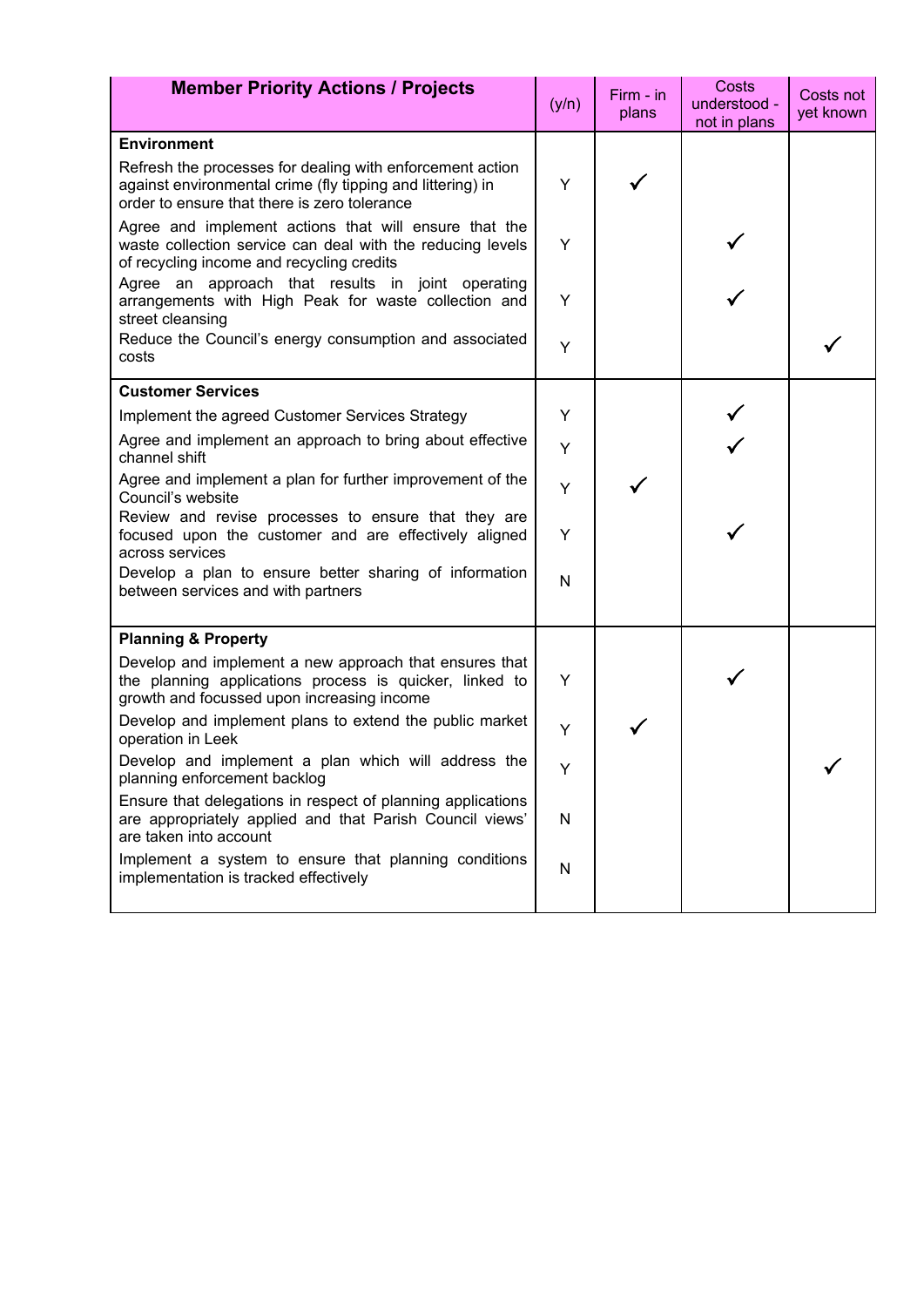| Member Priority Actions / Projects | (y/n) | Firm - in plans | Costs understood - not in plans | Costs not yet known |
|---|---|---|---|---|
| **Environment** | | | | |
| Refresh the processes for dealing with enforcement action against environmental crime (fly tipping and littering) in order to ensure that there is zero tolerance | Y | ✓ | | |
| Agree and implement actions that will ensure that the waste collection service can deal with the reducing levels of recycling income and recycling credits | Y | | ✓ | |
| Agree an approach that results in joint operating arrangements with High Peak for waste collection and street cleansing | Y | | ✓ | |
| Reduce the Council's energy consumption and associated costs | Y | | | ✓ |
| **Customer Services** | | | | |
| Implement the agreed Customer Services Strategy | Y | | ✓ | |
| Agree and implement an approach to bring about effective channel shift | Y | | ✓ | |
| Agree and implement a plan for further improvement of the Council's website | Y | ✓ | | |
| Review and revise processes to ensure that they are focused upon the customer and are effectively aligned across services | Y | | ✓ | |
| Develop a plan to ensure better sharing of information between services and with partners | N | | | |
| **Planning & Property** | | | | |
| Develop and implement a new approach that ensures that the planning applications process is quicker, linked to growth and focussed upon increasing income | Y | | ✓ | |
| Develop and implement plans to extend the public market operation in Leek | Y | ✓ | | |
| Develop and implement a plan which will address the planning enforcement backlog | Y | | | ✓ |
| Ensure that delegations in respect of planning applications are appropriately applied and that Parish Council views' are taken into account | N | | | |
| Implement a system to ensure that planning conditions implementation is tracked effectively | N | | | |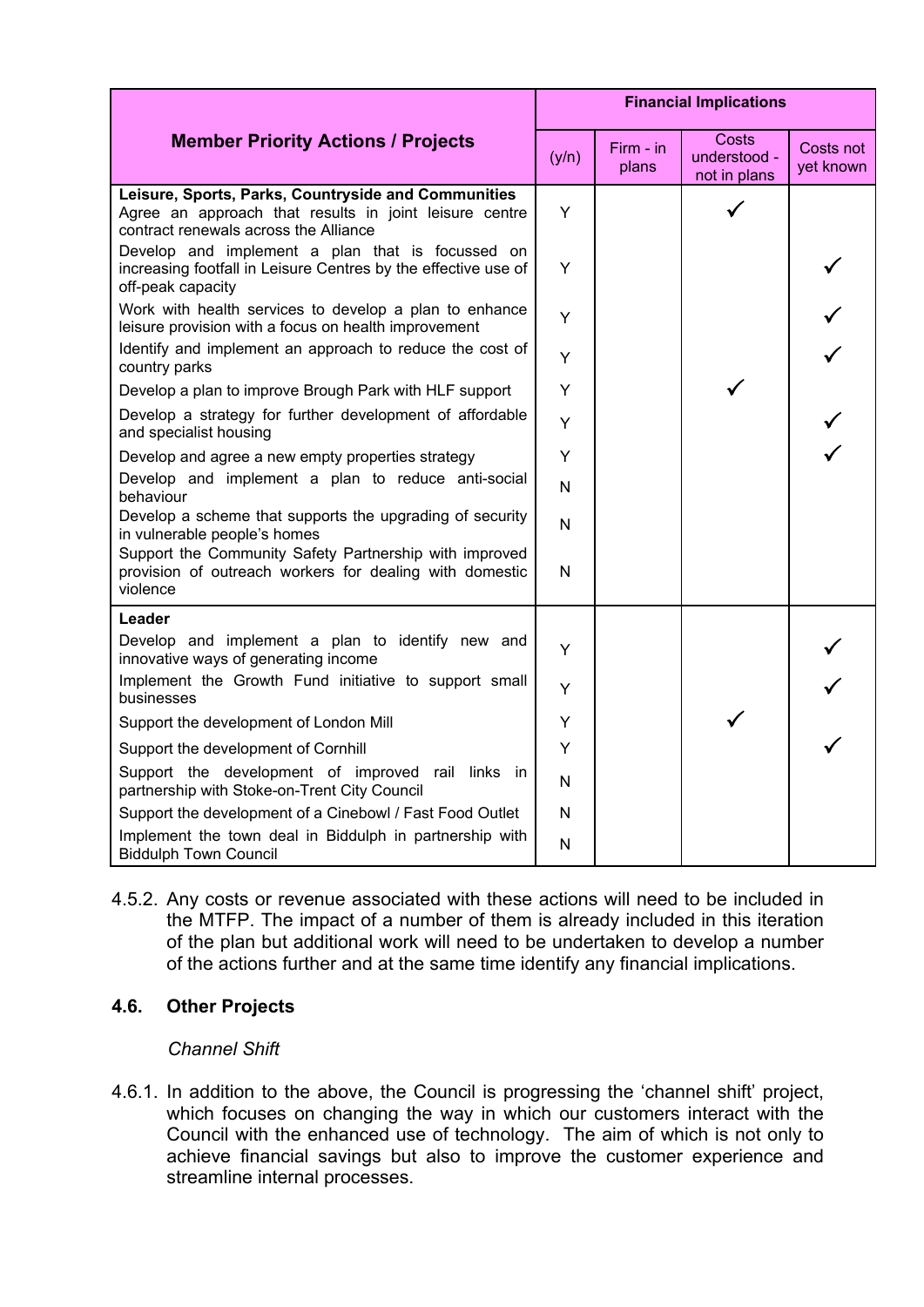| Member Priority Actions / Projects | Financial Implications | | | |
|---|---|---|---|---|
| | (y/n) | Firm - in plans | Costs understood - not in plans | Costs not yet known |
| **Leisure, Sports, Parks, Countryside and Communities** | | | | |
| Agree an approach that results in joint leisure centre contract renewals across the Alliance | Y | | ✓ | |
| Develop and implement a plan that is focussed on increasing footfall in Leisure Centres by the effective use of off-peak capacity | Y | | | ✓ |
| Work with health services to develop a plan to enhance leisure provision with a focus on health improvement | Y | | | ✓ |
| Identify and implement an approach to reduce the cost of country parks | Y | | | ✓ |
| Develop a plan to improve Brough Park with HLF support | Y | | ✓ | |
| Develop a strategy for further development of affordable and specialist housing | Y | | | ✓ |
| Develop and agree a new empty properties strategy | Y | | | ✓ |
| Develop and implement a plan to reduce anti-social behaviour | N | | | |
| Develop a scheme that supports the upgrading of security in vulnerable people's homes | N | | | |
| Support the Community Safety Partnership with improved provision of outreach workers for dealing with domestic violence | N | | | |
| **Leader** | | | | |
| Develop and implement a plan to identify new and innovative ways of generating income | Y | | | ✓ |
| Implement the Growth Fund initiative to support small businesses | Y | | | ✓ |
| Support the development of London Mill | Y | | ✓ | |
| Support the development of Cornhill | Y | | | ✓ |
| Support the development of improved rail links in partnership with Stoke-on-Trent City Council | N | | | |
| Support the development of a Cinebowl / Fast Food Outlet | N | | | |
| Implement the town deal in Biddulph in partnership with Biddulph Town Council | N | | | |

4.5.2. Any costs or revenue associated with these actions will need to be included in the MTFP. The impact of a number of them is already included in this iteration of the plan but additional work will need to be undertaken to develop a number of the actions further and at the same time identify any financial implications.

## 4.6. Other Projects

*Channel Shift*

4.6.1. In addition to the above, the Council is progressing the 'channel shift' project, which focuses on changing the way in which our customers interact with the Council with the enhanced use of technology. The aim of which is not only to achieve financial savings but also to improve the customer experience and streamline internal processes.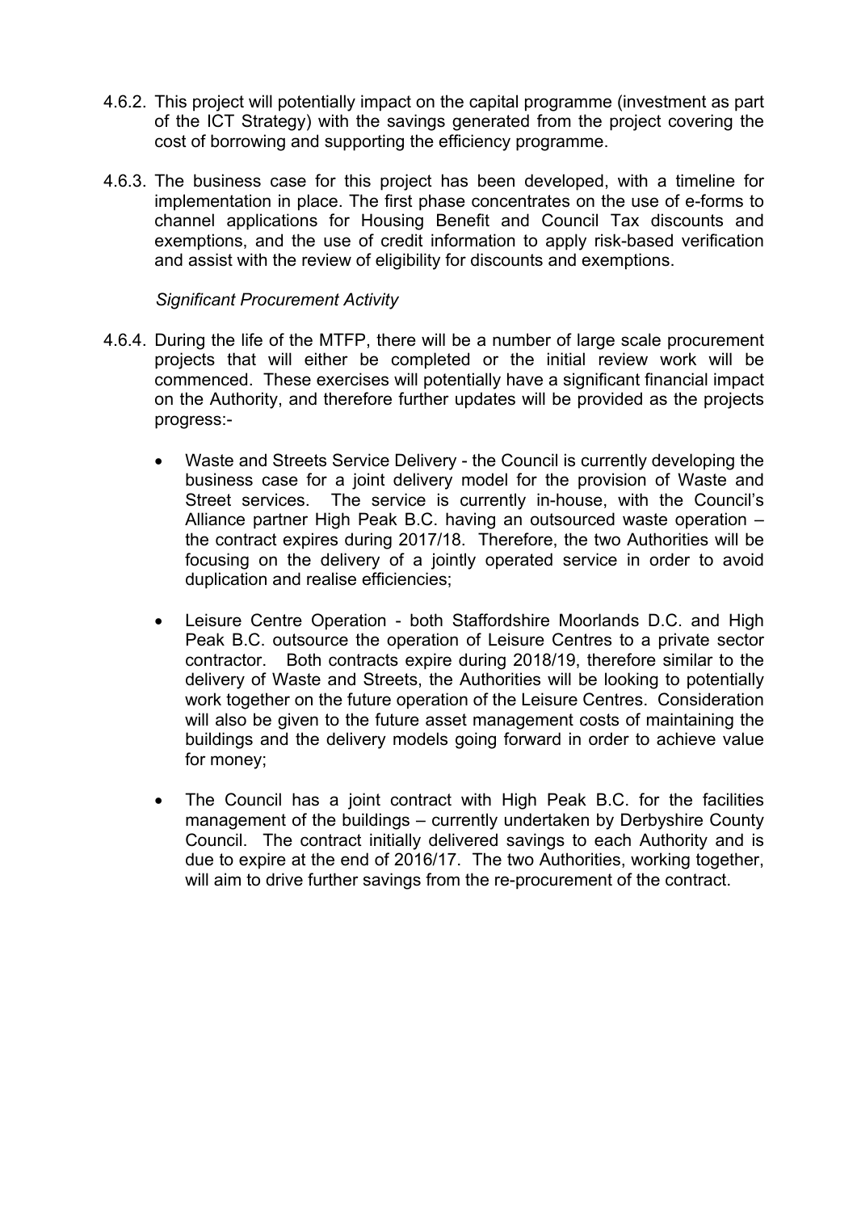4.6.2. This project will potentially impact on the capital programme (investment as part of the ICT Strategy) with the savings generated from the project covering the cost of borrowing and supporting the efficiency programme.

4.6.3. The business case for this project has been developed, with a timeline for implementation in place. The first phase concentrates on the use of e-forms to channel applications for Housing Benefit and Council Tax discounts and exemptions, and the use of credit information to apply risk-based verification and assist with the review of eligibility for discounts and exemptions.

*Significant Procurement Activity*

4.6.4. During the life of the MTFP, there will be a number of large scale procurement projects that will either be completed or the initial review work will be commenced. These exercises will potentially have a significant financial impact on the Authority, and therefore further updates will be provided as the projects progress:-

- Waste and Streets Service Delivery - the Council is currently developing the business case for a joint delivery model for the provision of Waste and Street services. The service is currently in-house, with the Council's Alliance partner High Peak B.C. having an outsourced waste operation – the contract expires during 2017/18. Therefore, the two Authorities will be focusing on the delivery of a jointly operated service in order to avoid duplication and realise efficiencies;

- Leisure Centre Operation - both Staffordshire Moorlands D.C. and High Peak B.C. outsource the operation of Leisure Centres to a private sector contractor. Both contracts expire during 2018/19, therefore similar to the delivery of Waste and Streets, the Authorities will be looking to potentially work together on the future operation of the Leisure Centres. Consideration will also be given to the future asset management costs of maintaining the buildings and the delivery models going forward in order to achieve value for money;

- The Council has a joint contract with High Peak B.C. for the facilities management of the buildings – currently undertaken by Derbyshire County Council. The contract initially delivered savings to each Authority and is due to expire at the end of 2016/17. The two Authorities, working together, will aim to drive further savings from the re-procurement of the contract.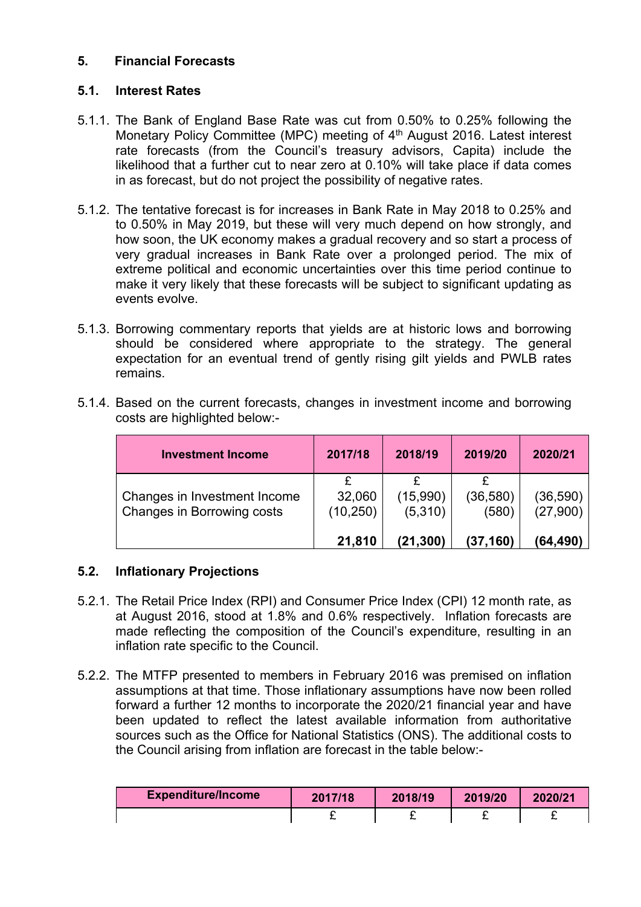## 5. Financial Forecasts

### 5.1. Interest Rates

5.1.1. The Bank of England Base Rate was cut from 0.50% to 0.25% following the Monetary Policy Committee (MPC) meeting of 4th August 2016. Latest interest rate forecasts (from the Council's treasury advisors, Capita) include the likelihood that a further cut to near zero at 0.10% will take place if data comes in as forecast, but do not project the possibility of negative rates.

5.1.2. The tentative forecast is for increases in Bank Rate in May 2018 to 0.25% and to 0.50% in May 2019, but these will very much depend on how strongly, and how soon, the UK economy makes a gradual recovery and so start a process of very gradual increases in Bank Rate over a prolonged period. The mix of extreme political and economic uncertainties over this time period continue to make it very likely that these forecasts will be subject to significant updating as events evolve.

5.1.3. Borrowing commentary reports that yields are at historic lows and borrowing should be considered where appropriate to the strategy. The general expectation for an eventual trend of gently rising gilt yields and PWLB rates remains.

5.1.4. Based on the current forecasts, changes in investment income and borrowing costs are highlighted below:-

| Investment Income | 2017/18 | 2018/19 | 2019/20 | 2020/21 |
|---|---|---|---|---|
| | £ | £ | £ | £ |
| Changes in Investment Income | 32,060 | (15,990) | (36,580) | (36,590) |
| Changes in Borrowing costs | (10,250) | (5,310) | (580) | (27,900) |
| | **21,810** | **(21,300)** | **(37,160)** | **(64,490)** |

### 5.2. Inflationary Projections

5.2.1. The Retail Price Index (RPI) and Consumer Price Index (CPI) 12 month rate, as at August 2016, stood at 1.8% and 0.6% respectively. Inflation forecasts are made reflecting the composition of the Council's expenditure, resulting in an inflation rate specific to the Council.

5.2.2. The MTFP presented to members in February 2016 was premised on inflation assumptions at that time. Those inflationary assumptions have now been rolled forward a further 12 months to incorporate the 2020/21 financial year and have been updated to reflect the latest available information from authoritative sources such as the Office for National Statistics (ONS). The additional costs to the Council arising from inflation are forecast in the table below:-

| Expenditure/Income | 2017/18 | 2018/19 | 2019/20 | 2020/21 |
|---|---|---|---|---|
| | £ | £ | £ | £ |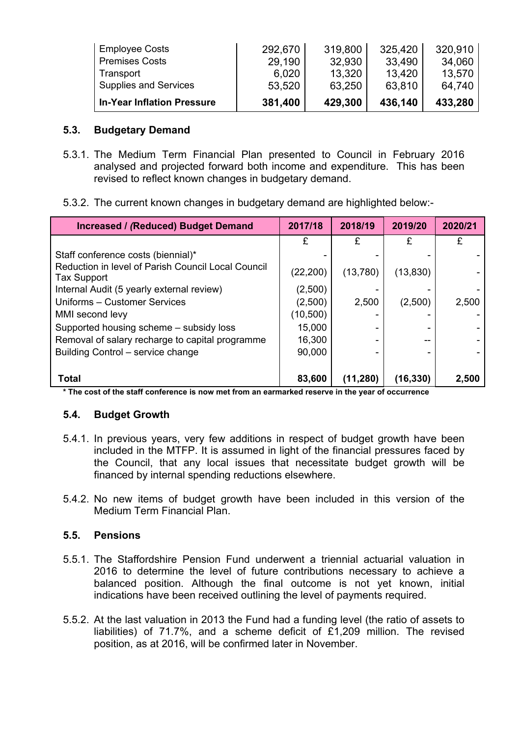| | | | | |
|---|---|---|---|---|
| Employee Costs | 292,670 | 319,800 | 325,420 | 320,910 |
| Premises Costs | 29,190 | 32,930 | 33,490 | 34,060 |
| Transport | 6,020 | 13,320 | 13,420 | 13,570 |
| Supplies and Services | 53,520 | 63,250 | 63,810 | 64,740 |
| **In-Year Inflation Pressure** | **381,400** | **429,300** | **436,140** | **433,280** |

### 5.3. Budgetary Demand

5.3.1. The Medium Term Financial Plan presented to Council in February 2016 analysed and projected forward both income and expenditure. This has been revised to reflect known changes in budgetary demand.

5.3.2. The current known changes in budgetary demand are highlighted below:-

| Increased / *(*Reduced) Budget Demand | 2017/18 | 2018/19 | 2019/20 | 2020/21 |
|---|---|---|---|---|
| | £ | £ | £ | £ |
| Staff conference costs (biennial)* | - | - | - | - |
| Reduction in level of Parish Council Local Council Tax Support | (22,200) | (13,780) | (13,830) | - |
| Internal Audit (5 yearly external review) | (2,500) | - | - | - |
| Uniforms – Customer Services | (2,500) | 2,500 | (2,500) | 2,500 |
| MMI second levy | (10,500) | - | - | - |
| Supported housing scheme – subsidy loss | 15,000 | - | - | - |
| Removal of salary recharge to capital programme | 16,300 | - | -- | - |
| Building Control – service change | 90,000 | - | - | - |
| **Total** | **83,600** | **(11,280)** | **(16,330)** | **2,500** |

**\* The cost of the staff conference is now met from an earmarked reserve in the year of occurrence**

### 5.4. Budget Growth

5.4.1. In previous years, very few additions in respect of budget growth have been included in the MTFP. It is assumed in light of the financial pressures faced by the Council, that any local issues that necessitate budget growth will be financed by internal spending reductions elsewhere.

5.4.2. No new items of budget growth have been included in this version of the Medium Term Financial Plan.

### 5.5. Pensions

5.5.1. The Staffordshire Pension Fund underwent a triennial actuarial valuation in 2016 to determine the level of future contributions necessary to achieve a balanced position. Although the final outcome is not yet known, initial indications have been received outlining the level of payments required.

5.5.2. At the last valuation in 2013 the Fund had a funding level (the ratio of assets to liabilities) of 71.7%, and a scheme deficit of £1,209 million. The revised position, as at 2016, will be confirmed later in November.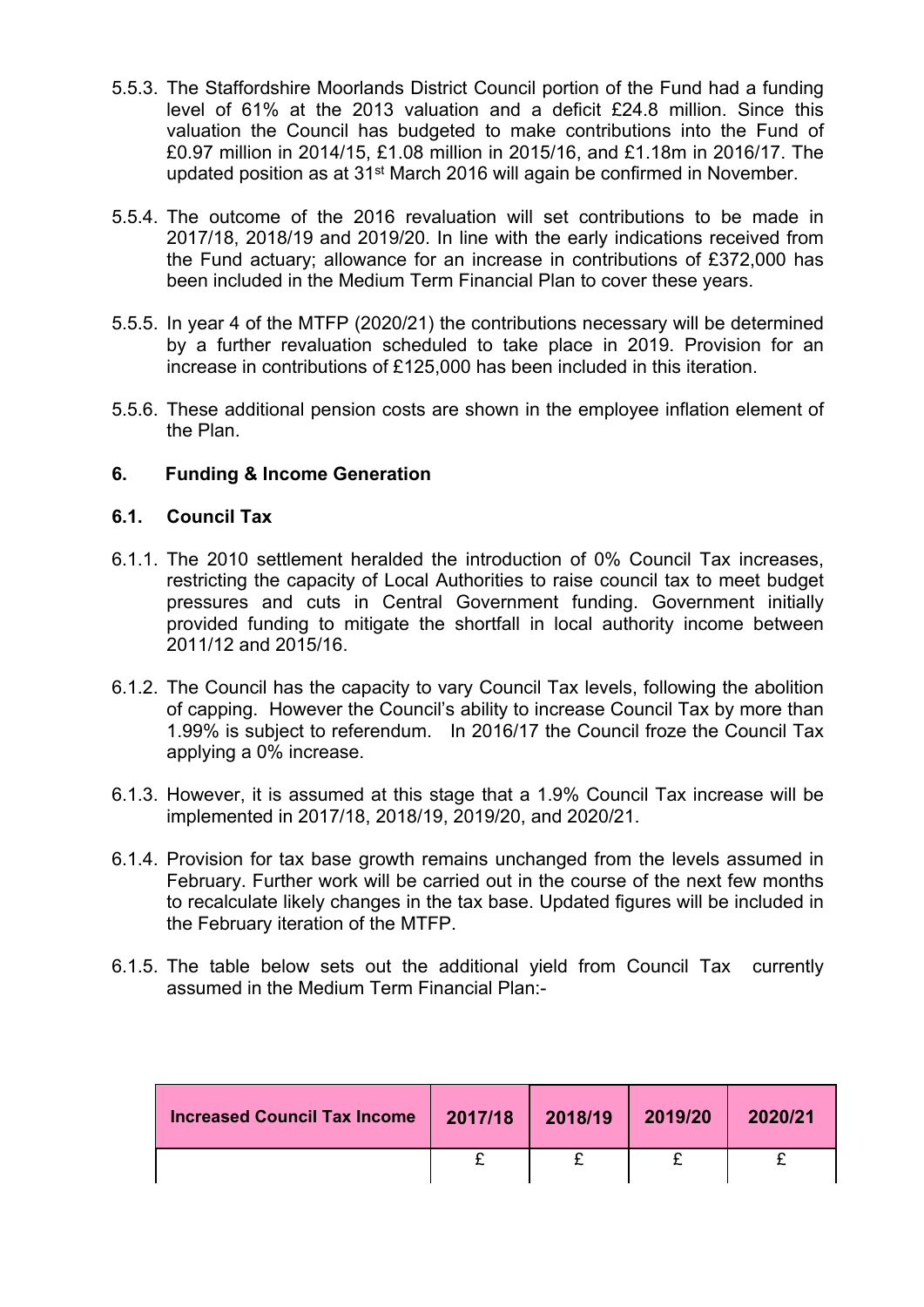5.5.3. The Staffordshire Moorlands District Council portion of the Fund had a funding level of 61% at the 2013 valuation and a deficit £24.8 million. Since this valuation the Council has budgeted to make contributions into the Fund of £0.97 million in 2014/15, £1.08 million in 2015/16, and £1.18m in 2016/17. The updated position as at 31st March 2016 will again be confirmed in November.

5.5.4. The outcome of the 2016 revaluation will set contributions to be made in 2017/18, 2018/19 and 2019/20. In line with the early indications received from the Fund actuary; allowance for an increase in contributions of £372,000 has been included in the Medium Term Financial Plan to cover these years.

5.5.5. In year 4 of the MTFP (2020/21) the contributions necessary will be determined by a further revaluation scheduled to take place in 2019. Provision for an increase in contributions of £125,000 has been included in this iteration.

5.5.6. These additional pension costs are shown in the employee inflation element of the Plan.

## 6. Funding & Income Generation

### 6.1. Council Tax

6.1.1. The 2010 settlement heralded the introduction of 0% Council Tax increases, restricting the capacity of Local Authorities to raise council tax to meet budget pressures and cuts in Central Government funding. Government initially provided funding to mitigate the shortfall in local authority income between 2011/12 and 2015/16.

6.1.2. The Council has the capacity to vary Council Tax levels, following the abolition of capping. However the Council's ability to increase Council Tax by more than 1.99% is subject to referendum. In 2016/17 the Council froze the Council Tax applying a 0% increase.

6.1.3. However, it is assumed at this stage that a 1.9% Council Tax increase will be implemented in 2017/18, 2018/19, 2019/20, and 2020/21.

6.1.4. Provision for tax base growth remains unchanged from the levels assumed in February. Further work will be carried out in the course of the next few months to recalculate likely changes in the tax base. Updated figures will be included in the February iteration of the MTFP.

6.1.5. The table below sets out the additional yield from Council Tax currently assumed in the Medium Term Financial Plan:-

| Increased Council Tax Income | 2017/18 | 2018/19 | 2019/20 | 2020/21 |
|---|---|---|---|---|
| | £ | £ | £ | £ |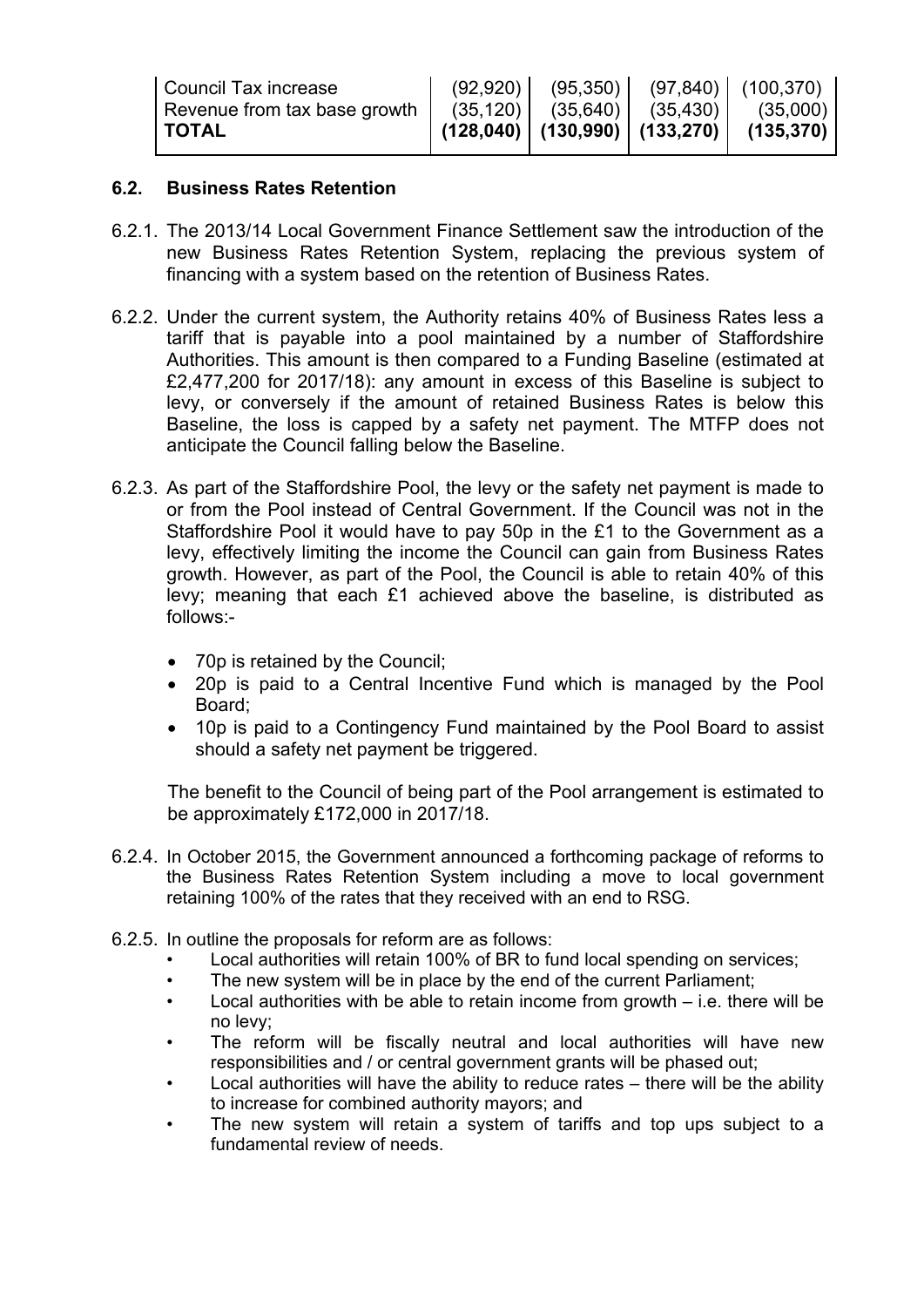| Council Tax increase | (92,920) | (95,350) | (97,840) | (100,370) |
|---|---|---|---|---|
| Revenue from tax base growth | (35,120) | (35,640) | (35,430) | (35,000) |
| **TOTAL** | **(128,040)** | **(130,990)** | **(133,270)** | **(135,370)** |

## 6.2. Business Rates Retention

6.2.1. The 2013/14 Local Government Finance Settlement saw the introduction of the new Business Rates Retention System, replacing the previous system of financing with a system based on the retention of Business Rates.

6.2.2. Under the current system, the Authority retains 40% of Business Rates less a tariff that is payable into a pool maintained by a number of Staffordshire Authorities. This amount is then compared to a Funding Baseline (estimated at £2,477,200 for 2017/18): any amount in excess of this Baseline is subject to levy, or conversely if the amount of retained Business Rates is below this Baseline, the loss is capped by a safety net payment. The MTFP does not anticipate the Council falling below the Baseline.

6.2.3. As part of the Staffordshire Pool, the levy or the safety net payment is made to or from the Pool instead of Central Government. If the Council was not in the Staffordshire Pool it would have to pay 50p in the £1 to the Government as a levy, effectively limiting the income the Council can gain from Business Rates growth. However, as part of the Pool, the Council is able to retain 40% of this levy; meaning that each £1 achieved above the baseline, is distributed as follows:-

- 70p is retained by the Council;
- 20p is paid to a Central Incentive Fund which is managed by the Pool Board;
- 10p is paid to a Contingency Fund maintained by the Pool Board to assist should a safety net payment be triggered.

The benefit to the Council of being part of the Pool arrangement is estimated to be approximately £172,000 in 2017/18.

6.2.4. In October 2015, the Government announced a forthcoming package of reforms to the Business Rates Retention System including a move to local government retaining 100% of the rates that they received with an end to RSG.

6.2.5. In outline the proposals for reform are as follows:

- Local authorities will retain 100% of BR to fund local spending on services;
- The new system will be in place by the end of the current Parliament;
- Local authorities with be able to retain income from growth – i.e. there will be no levy;
- The reform will be fiscally neutral and local authorities will have new responsibilities and / or central government grants will be phased out;
- Local authorities will have the ability to reduce rates – there will be the ability to increase for combined authority mayors; and
- The new system will retain a system of tariffs and top ups subject to a fundamental review of needs.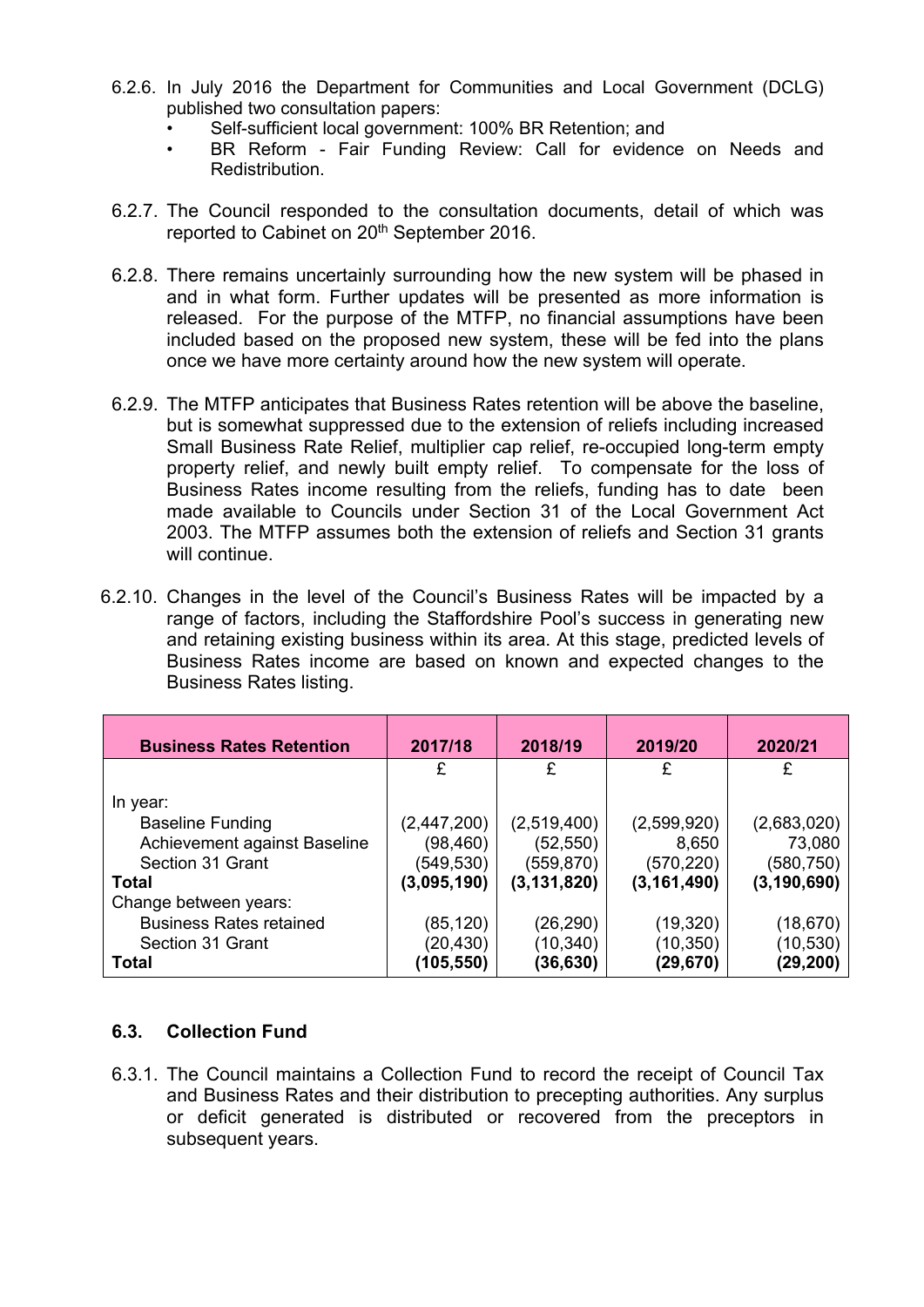6.2.6. In July 2016 the Department for Communities and Local Government (DCLG) published two consultation papers:

- Self-sufficient local government: 100% BR Retention; and
- BR Reform - Fair Funding Review: Call for evidence on Needs and Redistribution.

6.2.7. The Council responded to the consultation documents, detail of which was reported to Cabinet on 20th September 2016.

6.2.8. There remains uncertainly surrounding how the new system will be phased in and in what form. Further updates will be presented as more information is released. For the purpose of the MTFP, no financial assumptions have been included based on the proposed new system, these will be fed into the plans once we have more certainty around how the new system will operate.

6.2.9. The MTFP anticipates that Business Rates retention will be above the baseline, but is somewhat suppressed due to the extension of reliefs including increased Small Business Rate Relief, multiplier cap relief, re-occupied long-term empty property relief, and newly built empty relief. To compensate for the loss of Business Rates income resulting from the reliefs, funding has to date been made available to Councils under Section 31 of the Local Government Act 2003. The MTFP assumes both the extension of reliefs and Section 31 grants will continue.

6.2.10. Changes in the level of the Council's Business Rates will be impacted by a range of factors, including the Staffordshire Pool's success in generating new and retaining existing business within its area. At this stage, predicted levels of Business Rates income are based on known and expected changes to the Business Rates listing.

| Business Rates Retention | 2017/18 | 2018/19 | 2019/20 | 2020/21 |
|---|---|---|---|---|
| | £ | £ | £ | £ |
| In year: | | | | |
| Baseline Funding | (2,447,200) | (2,519,400) | (2,599,920) | (2,683,020) |
| Achievement against Baseline | (98,460) | (52,550) | 8,650 | 73,080 |
| Section 31 Grant | (549,530) | (559,870) | (570,220) | (580,750) |
| **Total** | **(3,095,190)** | **(3,131,820)** | **(3,161,490)** | **(3,190,690)** |
| Change between years: | | | | |
| Business Rates retained | (85,120) | (26,290) | (19,320) | (18,670) |
| Section 31 Grant | (20,430) | (10,340) | (10,350) | (10,530) |
| **Total** | **(105,550)** | **(36,630)** | **(29,670)** | **(29,200)** |

### 6.3. Collection Fund

6.3.1. The Council maintains a Collection Fund to record the receipt of Council Tax and Business Rates and their distribution to precepting authorities. Any surplus or deficit generated is distributed or recovered from the preceptors in subsequent years.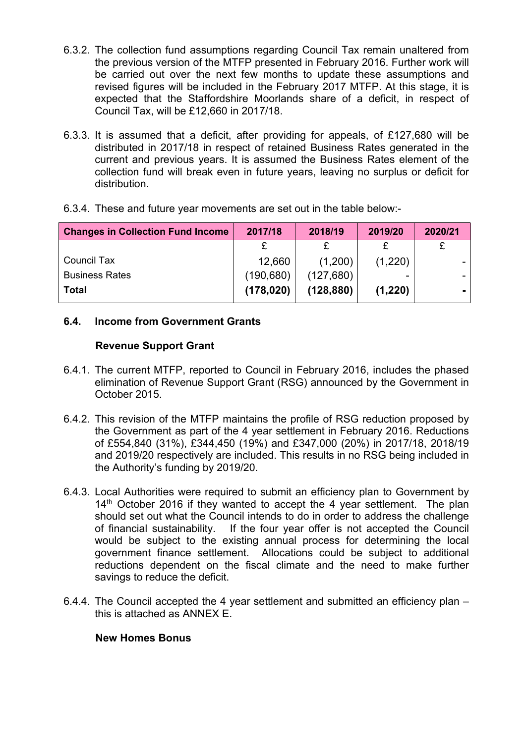6.3.2. The collection fund assumptions regarding Council Tax remain unaltered from the previous version of the MTFP presented in February 2016. Further work will be carried out over the next few months to update these assumptions and revised figures will be included in the February 2017 MTFP. At this stage, it is expected that the Staffordshire Moorlands share of a deficit, in respect of Council Tax, will be £12,660 in 2017/18.

6.3.3. It is assumed that a deficit, after providing for appeals, of £127,680 will be distributed in 2017/18 in respect of retained Business Rates generated in the current and previous years. It is assumed the Business Rates element of the collection fund will break even in future years, leaving no surplus or deficit for distribution.

6.3.4. These and future year movements are set out in the table below:-

| **Changes in Collection Fund Income** | **2017/18** | **2018/19** | **2019/20** | **2020/21** |
|---|---|---|---|---|
| | £ | £ | £ | £ |
| Council Tax | 12,660 | (1,200) | (1,220) | - |
| Business Rates | (190,680) | (127,680) | - | - |
| **Total** | **(178,020)** | **(128,880)** | **(1,220)** | **-** |

### 6.4. Income from Government Grants

**Revenue Support Grant**

6.4.1. The current MTFP, reported to Council in February 2016, includes the phased elimination of Revenue Support Grant (RSG) announced by the Government in October 2015.

6.4.2. This revision of the MTFP maintains the profile of RSG reduction proposed by the Government as part of the 4 year settlement in February 2016. Reductions of £554,840 (31%), £344,450 (19%) and £347,000 (20%) in 2017/18, 2018/19 and 2019/20 respectively are included. This results in no RSG being included in the Authority's funding by 2019/20.

6.4.3. Local Authorities were required to submit an efficiency plan to Government by 14th October 2016 if they wanted to accept the 4 year settlement. The plan should set out what the Council intends to do in order to address the challenge of financial sustainability. If the four year offer is not accepted the Council would be subject to the existing annual process for determining the local government finance settlement. Allocations could be subject to additional reductions dependent on the fiscal climate and the need to make further savings to reduce the deficit.

6.4.4. The Council accepted the 4 year settlement and submitted an efficiency plan – this is attached as ANNEX E.

**New Homes Bonus**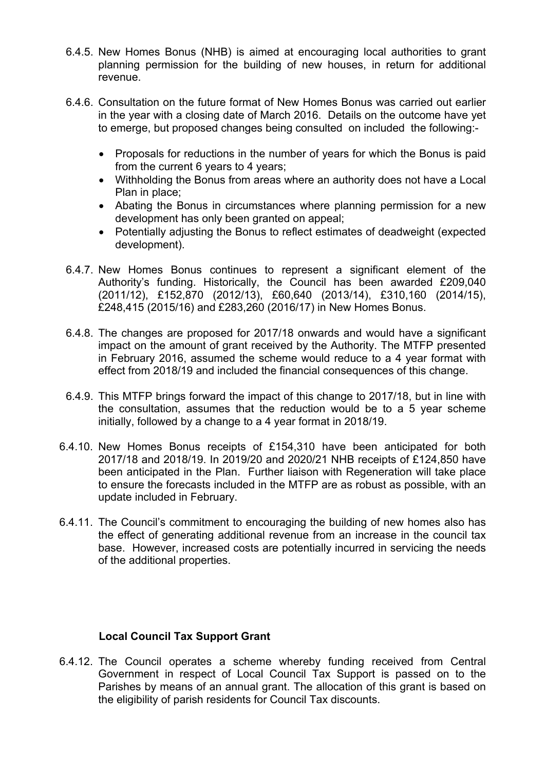6.4.5. New Homes Bonus (NHB) is aimed at encouraging local authorities to grant planning permission for the building of new houses, in return for additional revenue.

6.4.6. Consultation on the future format of New Homes Bonus was carried out earlier in the year with a closing date of March 2016. Details on the outcome have yet to emerge, but proposed changes being consulted on included the following:-

- Proposals for reductions in the number of years for which the Bonus is paid from the current 6 years to 4 years;
- Withholding the Bonus from areas where an authority does not have a Local Plan in place;
- Abating the Bonus in circumstances where planning permission for a new development has only been granted on appeal;
- Potentially adjusting the Bonus to reflect estimates of deadweight (expected development).

6.4.7. New Homes Bonus continues to represent a significant element of the Authority's funding. Historically, the Council has been awarded £209,040 (2011/12), £152,870 (2012/13), £60,640 (2013/14), £310,160 (2014/15), £248,415 (2015/16) and £283,260 (2016/17) in New Homes Bonus.

6.4.8. The changes are proposed for 2017/18 onwards and would have a significant impact on the amount of grant received by the Authority. The MTFP presented in February 2016, assumed the scheme would reduce to a 4 year format with effect from 2018/19 and included the financial consequences of this change.

6.4.9. This MTFP brings forward the impact of this change to 2017/18, but in line with the consultation, assumes that the reduction would be to a 5 year scheme initially, followed by a change to a 4 year format in 2018/19.

6.4.10. New Homes Bonus receipts of £154,310 have been anticipated for both 2017/18 and 2018/19. In 2019/20 and 2020/21 NHB receipts of £124,850 have been anticipated in the Plan. Further liaison with Regeneration will take place to ensure the forecasts included in the MTFP are as robust as possible, with an update included in February.

6.4.11. The Council's commitment to encouraging the building of new homes also has the effect of generating additional revenue from an increase in the council tax base. However, increased costs are potentially incurred in servicing the needs of the additional properties.

**Local Council Tax Support Grant**

6.4.12. The Council operates a scheme whereby funding received from Central Government in respect of Local Council Tax Support is passed on to the Parishes by means of an annual grant. The allocation of this grant is based on the eligibility of parish residents for Council Tax discounts.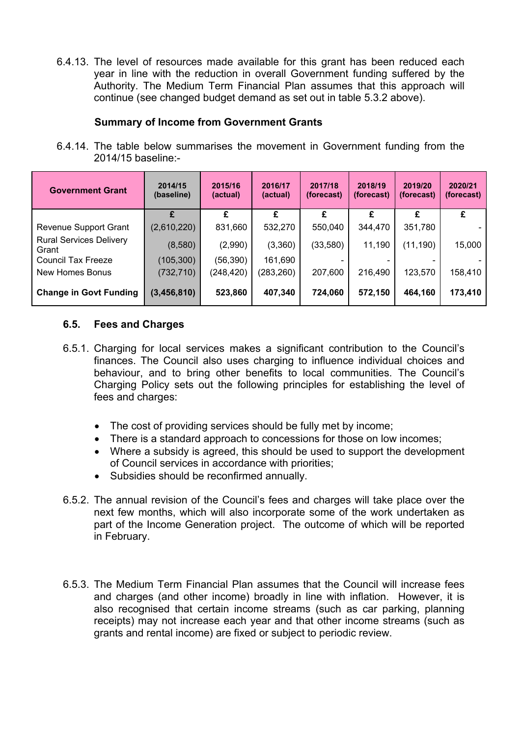6.4.13. The level of resources made available for this grant has been reduced each year in line with the reduction in overall Government funding suffered by the Authority. The Medium Term Financial Plan assumes that this approach will continue (see changed budget demand as set out in table 5.3.2 above).

**Summary of Income from Government Grants**

6.4.14. The table below summarises the movement in Government funding from the 2014/15 baseline:-

| Government Grant | 2014/15 (baseline) | 2015/16 (actual) | 2016/17 (actual) | 2017/18 (forecast) | 2018/19 (forecast) | 2019/20 (forecast) | 2020/21 (forecast) |
|---|---|---|---|---|---|---|---|
| | £ | £ | £ | £ | £ | £ | £ |
| Revenue Support Grant | (2,610,220) | 831,660 | 532,270 | 550,040 | 344,470 | 351,780 | - |
| Rural Services Delivery Grant | (8,580) | (2,990) | (3,360) | (33,580) | 11,190 | (11,190) | 15,000 |
| Council Tax Freeze | (105,300) | (56,390) | 161,690 | - | - | - | - |
| New Homes Bonus | (732,710) | (248,420) | (283,260) | 207,600 | 216,490 | 123,570 | 158,410 |
| **Change in Govt Funding** | **(3,456,810)** | **523,860** | **407,340** | **724,060** | **572,150** | **464,160** | **173,410** |

## 6.5. Fees and Charges

6.5.1. Charging for local services makes a significant contribution to the Council's finances. The Council also uses charging to influence individual choices and behaviour, and to bring other benefits to local communities. The Council's Charging Policy sets out the following principles for establishing the level of fees and charges:

- The cost of providing services should be fully met by income;
- There is a standard approach to concessions for those on low incomes;
- Where a subsidy is agreed, this should be used to support the development of Council services in accordance with priorities;
- Subsidies should be reconfirmed annually.

6.5.2. The annual revision of the Council's fees and charges will take place over the next few months, which will also incorporate some of the work undertaken as part of the Income Generation project. The outcome of which will be reported in February.

6.5.3. The Medium Term Financial Plan assumes that the Council will increase fees and charges (and other income) broadly in line with inflation. However, it is also recognised that certain income streams (such as car parking, planning receipts) may not increase each year and that other income streams (such as grants and rental income) are fixed or subject to periodic review.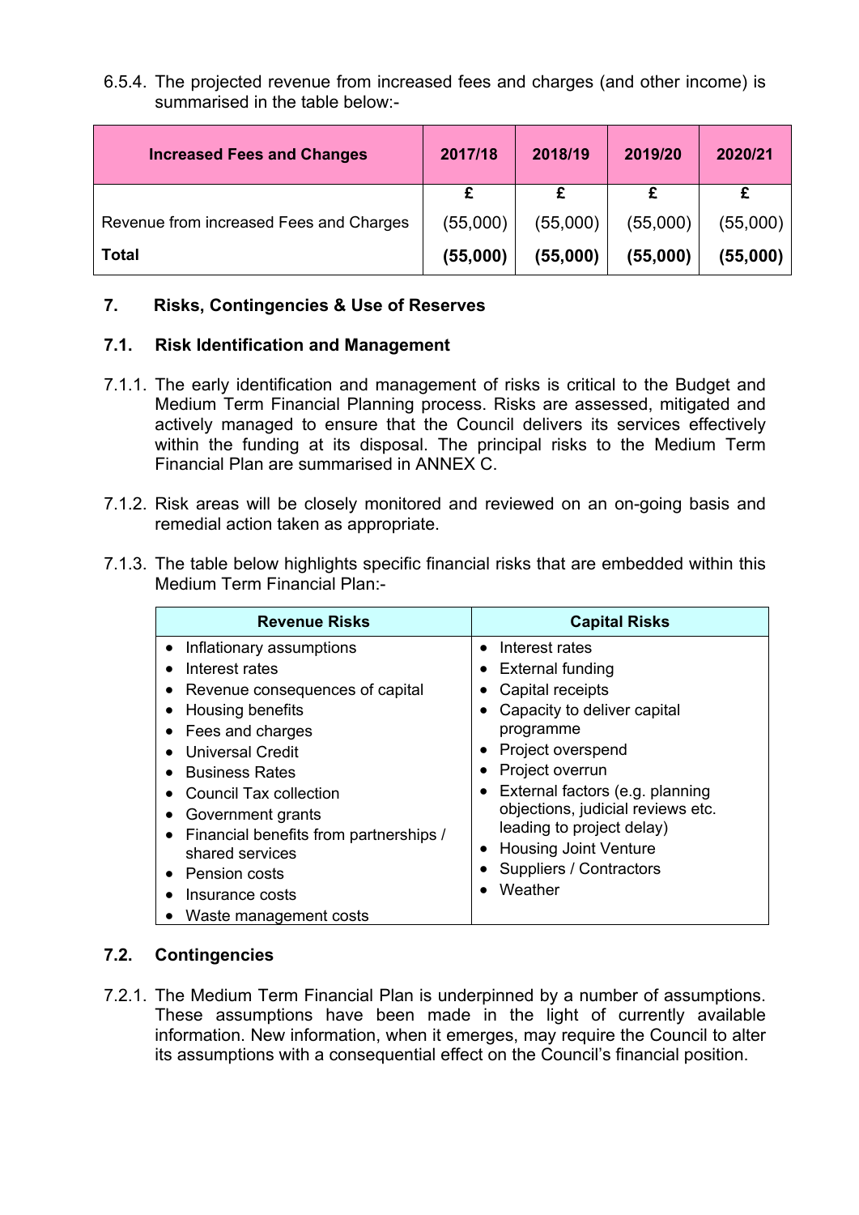6.5.4. The projected revenue from increased fees and charges (and other income) is summarised in the table below:-

| Increased Fees and Changes | 2017/18 | 2018/19 | 2019/20 | 2020/21 |
|---|---|---|---|---|
| | £ | £ | £ | £ |
| Revenue from increased Fees and Charges | (55,000) | (55,000) | (55,000) | (55,000) |
| **Total** | **(55,000)** | **(55,000)** | **(55,000)** | **(55,000)** |

## 7. Risks, Contingencies & Use of Reserves

### 7.1. Risk Identification and Management

7.1.1. The early identification and management of risks is critical to the Budget and Medium Term Financial Planning process. Risks are assessed, mitigated and actively managed to ensure that the Council delivers its services effectively within the funding at its disposal. The principal risks to the Medium Term Financial Plan are summarised in ANNEX C.

7.1.2. Risk areas will be closely monitored and reviewed on an on-going basis and remedial action taken as appropriate.

7.1.3. The table below highlights specific financial risks that are embedded within this Medium Term Financial Plan:-

| Revenue Risks | Capital Risks |
|---|---|
| • Inflationary assumptions<br>• Interest rates<br>• Revenue consequences of capital<br>• Housing benefits<br>• Fees and charges<br>• Universal Credit<br>• Business Rates<br>• Council Tax collection<br>• Government grants<br>• Financial benefits from partnerships / shared services<br>• Pension costs<br>• Insurance costs<br>• Waste management costs | • Interest rates<br>• External funding<br>• Capital receipts<br>• Capacity to deliver capital programme<br>• Project overspend<br>• Project overrun<br>• External factors (e.g. planning objections, judicial reviews etc. leading to project delay)<br>• Housing Joint Venture<br>• Suppliers / Contractors<br>• Weather |

### 7.2. Contingencies

7.2.1. The Medium Term Financial Plan is underpinned by a number of assumptions. These assumptions have been made in the light of currently available information. New information, when it emerges, may require the Council to alter its assumptions with a consequential effect on the Council's financial position.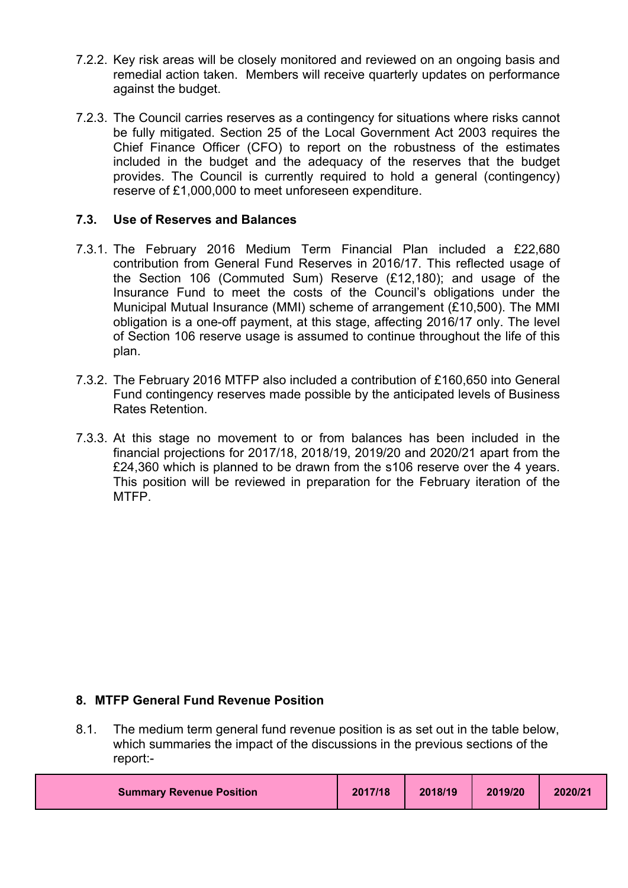7.2.2. Key risk areas will be closely monitored and reviewed on an ongoing basis and remedial action taken. Members will receive quarterly updates on performance against the budget.

7.2.3. The Council carries reserves as a contingency for situations where risks cannot be fully mitigated. Section 25 of the Local Government Act 2003 requires the Chief Finance Officer (CFO) to report on the robustness of the estimates included in the budget and the adequacy of the reserves that the budget provides. The Council is currently required to hold a general (contingency) reserve of £1,000,000 to meet unforeseen expenditure.

### 7.3. Use of Reserves and Balances

7.3.1. The February 2016 Medium Term Financial Plan included a £22,680 contribution from General Fund Reserves in 2016/17. This reflected usage of the Section 106 (Commuted Sum) Reserve (£12,180); and usage of the Insurance Fund to meet the costs of the Council's obligations under the Municipal Mutual Insurance (MMI) scheme of arrangement (£10,500). The MMI obligation is a one-off payment, at this stage, affecting 2016/17 only. The level of Section 106 reserve usage is assumed to continue throughout the life of this plan.

7.3.2. The February 2016 MTFP also included a contribution of £160,650 into General Fund contingency reserves made possible by the anticipated levels of Business Rates Retention.

7.3.3. At this stage no movement to or from balances has been included in the financial projections for 2017/18, 2018/19, 2019/20 and 2020/21 apart from the £24,360 which is planned to be drawn from the s106 reserve over the 4 years. This position will be reviewed in preparation for the February iteration of the MTFP.

## 8. MTFP General Fund Revenue Position

8.1. The medium term general fund revenue position is as set out in the table below, which summaries the impact of the discussions in the previous sections of the report:-

| Summary Revenue Position | 2017/18 | 2018/19 | 2019/20 | 2020/21 |
|---|---|---|---|---|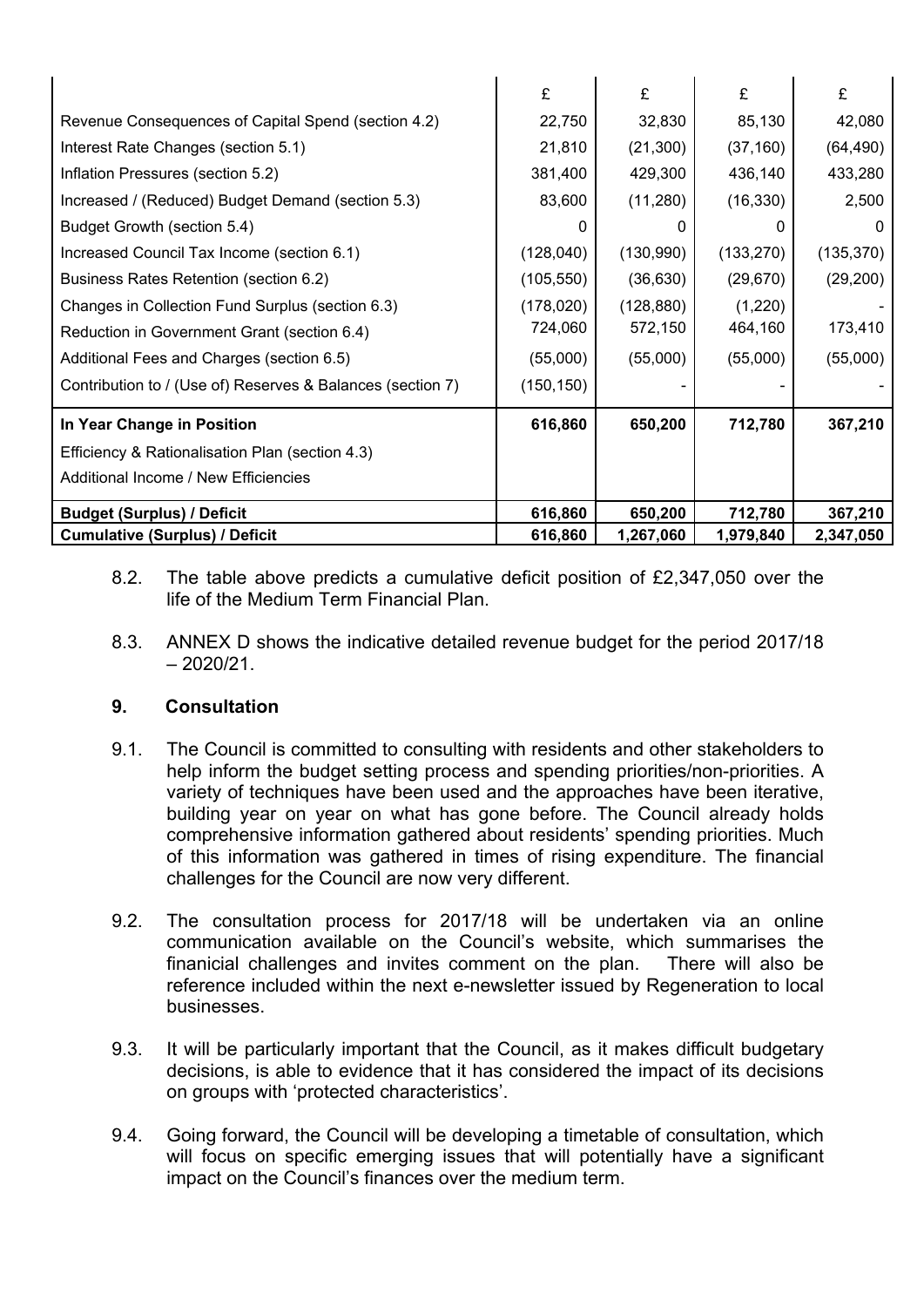| | £ | £ | £ | £ |
|---|---|---|---|---|
| Revenue Consequences of Capital Spend (section 4.2) | 22,750 | 32,830 | 85,130 | 42,080 |
| Interest Rate Changes (section 5.1) | 21,810 | (21,300) | (37,160) | (64,490) |
| Inflation Pressures (section 5.2) | 381,400 | 429,300 | 436,140 | 433,280 |
| Increased / (Reduced) Budget Demand (section 5.3) | 83,600 | (11,280) | (16,330) | 2,500 |
| Budget Growth (section 5.4) | 0 | 0 | 0 | 0 |
| Increased Council Tax Income (section 6.1) | (128,040) | (130,990) | (133,270) | (135,370) |
| Business Rates Retention (section 6.2) | (105,550) | (36,630) | (29,670) | (29,200) |
| Changes in Collection Fund Surplus (section 6.3) | (178,020) | (128,880) | (1,220) | - |
| Reduction in Government Grant (section 6.4) | 724,060 | 572,150 | 464,160 | 173,410 |
| Additional Fees and Charges (section 6.5) | (55,000) | (55,000) | (55,000) | (55,000) |
| Contribution to / (Use of) Reserves & Balances (section 7) | (150,150) | - | - | - |
| **In Year Change in Position** | **616,860** | **650,200** | **712,780** | **367,210** |
| Efficiency & Rationalisation Plan (section 4.3) | | | | |
| Additional Income / New Efficiencies | | | | |
| **Budget (Surplus) / Deficit** | **616,860** | **650,200** | **712,780** | **367,210** |
| **Cumulative (Surplus) / Deficit** | **616,860** | **1,267,060** | **1,979,840** | **2,347,050** |

8.2. The table above predicts a cumulative deficit position of £2,347,050 over the life of the Medium Term Financial Plan.

8.3. ANNEX D shows the indicative detailed revenue budget for the period 2017/18 – 2020/21.

## 9. Consultation

9.1. The Council is committed to consulting with residents and other stakeholders to help inform the budget setting process and spending priorities/non-priorities. A variety of techniques have been used and the approaches have been iterative, building year on year on what has gone before. The Council already holds comprehensive information gathered about residents' spending priorities. Much of this information was gathered in times of rising expenditure. The financial challenges for the Council are now very different.

9.2. The consultation process for 2017/18 will be undertaken via an online communication available on the Council's website, which summarises the finanicial challenges and invites comment on the plan. There will also be reference included within the next e-newsletter issued by Regeneration to local businesses.

9.3. It will be particularly important that the Council, as it makes difficult budgetary decisions, is able to evidence that it has considered the impact of its decisions on groups with 'protected characteristics'.

9.4. Going forward, the Council will be developing a timetable of consultation, which will focus on specific emerging issues that will potentially have a significant impact on the Council's finances over the medium term.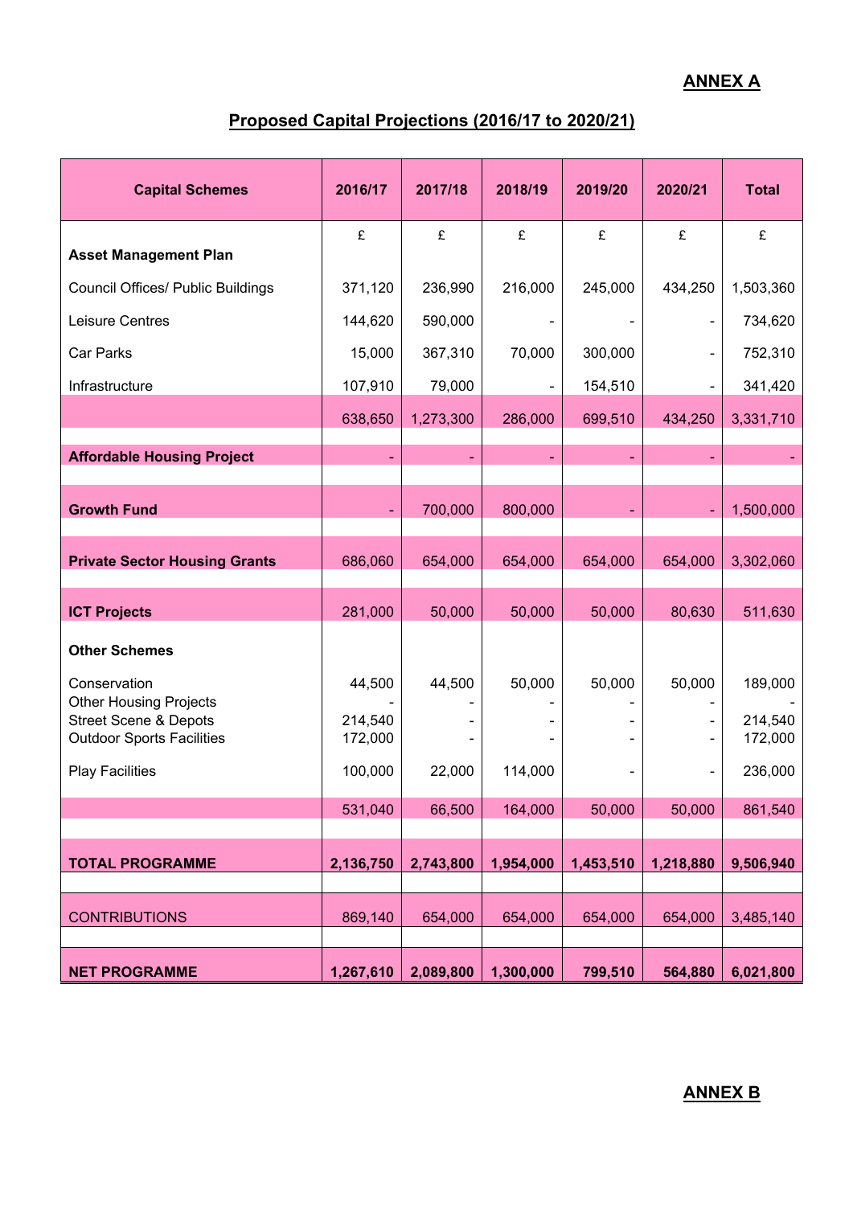**ANNEX A**

## Proposed Capital Projections (2016/17 to 2020/21)

| Capital Schemes | 2016/17 | 2017/18 | 2018/19 | 2019/20 | 2020/21 | Total |
|---|---|---|---|---|---|---|
| | £ | £ | £ | £ | £ | £ |
| **Asset Management Plan** | | | | | | |
| Council Offices/ Public Buildings | 371,120 | 236,990 | 216,000 | 245,000 | 434,250 | 1,503,360 |
| Leisure Centres | 144,620 | 590,000 | - | - | - | 734,620 |
| Car Parks | 15,000 | 367,310 | 70,000 | 300,000 | - | 752,310 |
| Infrastructure | 107,910 | 79,000 | - | 154,510 | - | 341,420 |
| | 638,650 | 1,273,300 | 286,000 | 699,510 | 434,250 | 3,331,710 |
| **Affordable Housing Project** | - | - | - | - | - | - |
| **Growth Fund** | - | 700,000 | 800,000 | - | - | 1,500,000 |
| **Private Sector Housing Grants** | 686,060 | 654,000 | 654,000 | 654,000 | 654,000 | 3,302,060 |
| **ICT Projects** | 281,000 | 50,000 | 50,000 | 50,000 | 80,630 | 511,630 |
| **Other Schemes** | | | | | | |
| Conservation | 44,500 | 44,500 | 50,000 | 50,000 | 50,000 | 189,000 |
| Other Housing Projects | - | - | - | - | - | - |
| Street Scene & Depots | 214,540 | - | - | - | - | 214,540 |
| Outdoor Sports Facilities | 172,000 | - | - | - | - | 172,000 |
| Play Facilities | 100,000 | 22,000 | 114,000 | - | - | 236,000 |
| | 531,040 | 66,500 | 164,000 | 50,000 | 50,000 | 861,540 |
| **TOTAL PROGRAMME** | **2,136,750** | **2,743,800** | **1,954,000** | **1,453,510** | **1,218,880** | **9,506,940** |
| CONTRIBUTIONS | 869,140 | 654,000 | 654,000 | 654,000 | 654,000 | 3,485,140 |
| **NET PROGRAMME** | **1,267,610** | **2,089,800** | **1,300,000** | **799,510** | **564,880** | **6,021,800** |

**ANNEX B**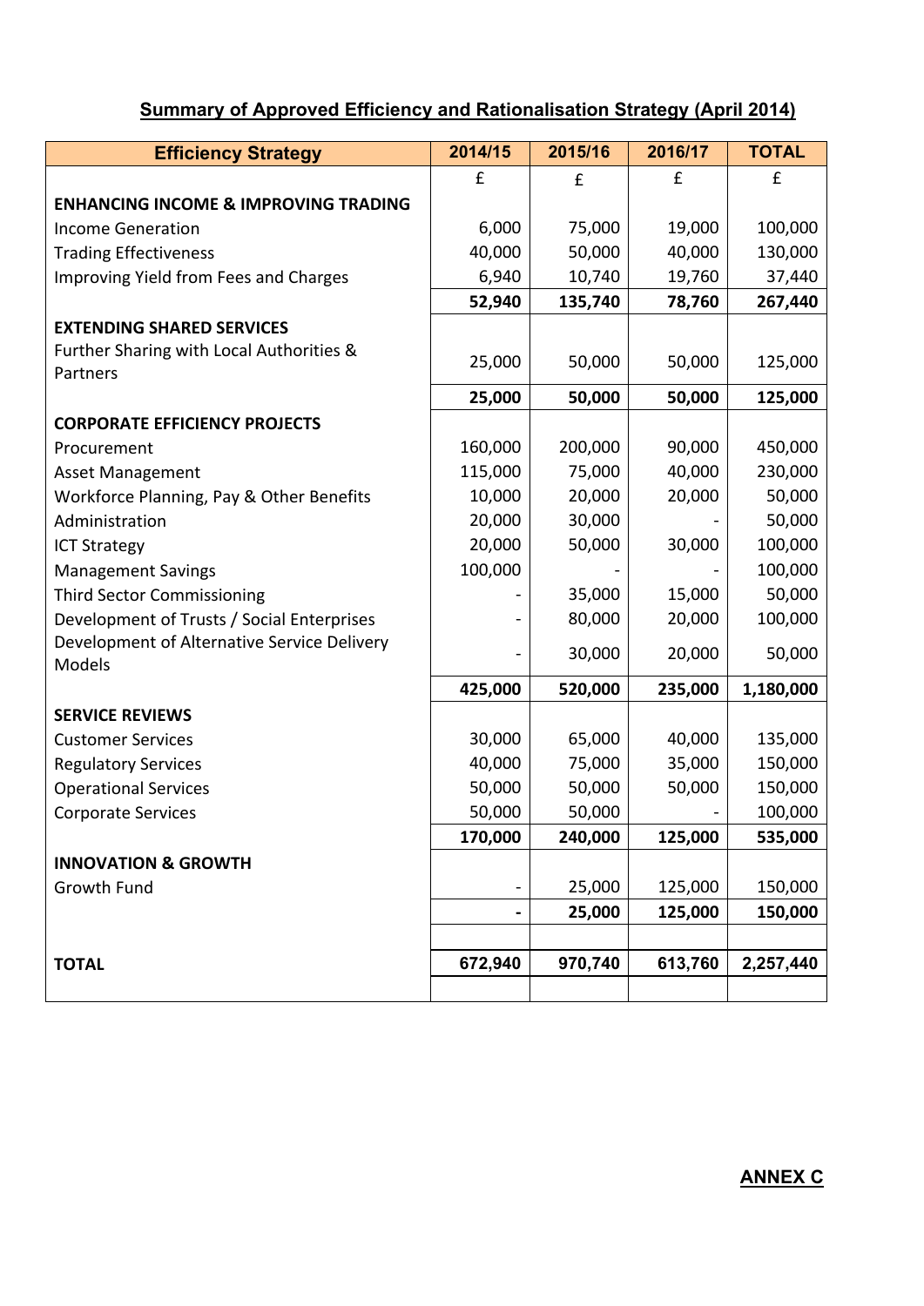## Summary of Approved Efficiency and Rationalisation Strategy (April 2014)

| Efficiency Strategy | 2014/15 | 2015/16 | 2016/17 | TOTAL |
|---|---|---|---|---|
| | £ | £ | £ | £ |
| **ENHANCING INCOME & IMPROVING TRADING** | | | | |
| Income Generation | 6,000 | 75,000 | 19,000 | 100,000 |
| Trading Effectiveness | 40,000 | 50,000 | 40,000 | 130,000 |
| Improving Yield from Fees and Charges | 6,940 | 10,740 | 19,760 | 37,440 |
| | **52,940** | **135,740** | **78,760** | **267,440** |
| **EXTENDING SHARED SERVICES** | | | | |
| Further Sharing with Local Authorities & Partners | 25,000 | 50,000 | 50,000 | 125,000 |
| | **25,000** | **50,000** | **50,000** | **125,000** |
| **CORPORATE EFFICIENCY PROJECTS** | | | | |
| Procurement | 160,000 | 200,000 | 90,000 | 450,000 |
| Asset Management | 115,000 | 75,000 | 40,000 | 230,000 |
| Workforce Planning, Pay & Other Benefits | 10,000 | 20,000 | 20,000 | 50,000 |
| Administration | 20,000 | 30,000 | - | 50,000 |
| ICT Strategy | 20,000 | 50,000 | 30,000 | 100,000 |
| Management Savings | 100,000 | - | - | 100,000 |
| Third Sector Commissioning | - | 35,000 | 15,000 | 50,000 |
| Development of Trusts / Social Enterprises | - | 80,000 | 20,000 | 100,000 |
| Development of Alternative Service Delivery Models | - | 30,000 | 20,000 | 50,000 |
| | **425,000** | **520,000** | **235,000** | **1,180,000** |
| **SERVICE REVIEWS** | | | | |
| Customer Services | 30,000 | 65,000 | 40,000 | 135,000 |
| Regulatory Services | 40,000 | 75,000 | 35,000 | 150,000 |
| Operational Services | 50,000 | 50,000 | 50,000 | 150,000 |
| Corporate Services | 50,000 | 50,000 | - | 100,000 |
| | **170,000** | **240,000** | **125,000** | **535,000** |
| **INNOVATION & GROWTH** | | | | |
| Growth Fund | - | 25,000 | 125,000 | 150,000 |
| | **-** | **25,000** | **125,000** | **150,000** |
| | | | | |
| **TOTAL** | **672,940** | **970,740** | **613,760** | **2,257,440** |

**ANNEX C**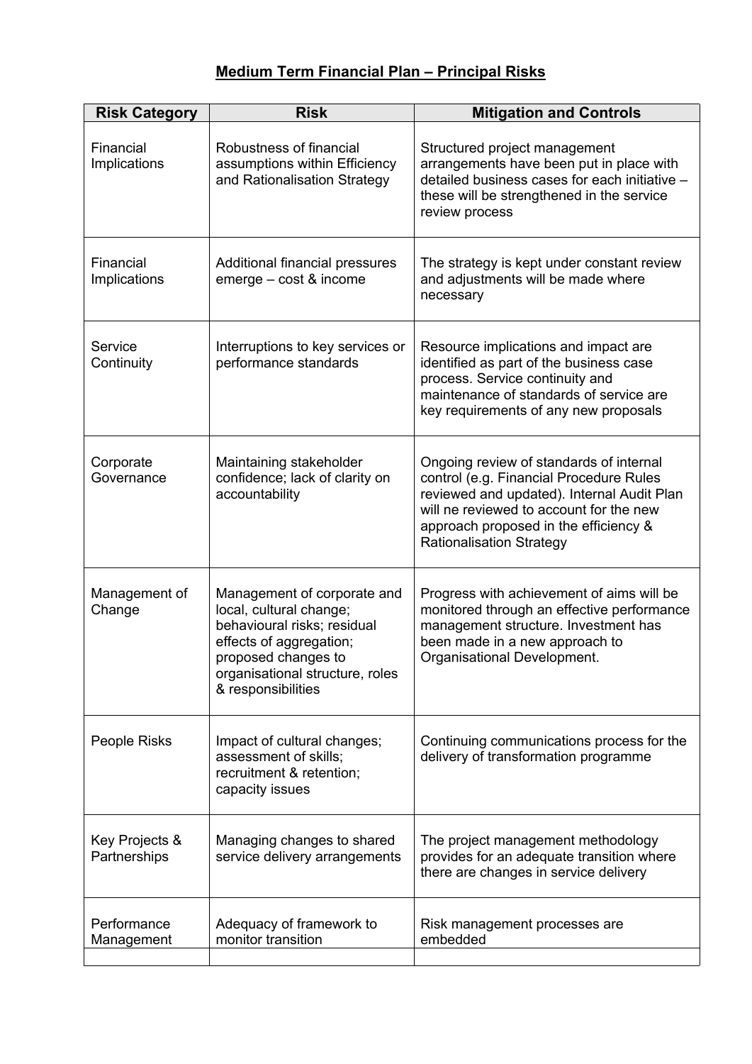## Medium Term Financial Plan – Principal Risks

| Risk Category | Risk | Mitigation and Controls |
|---|---|---|
| Financial Implications | Robustness of financial assumptions within Efficiency and Rationalisation Strategy | Structured project management arrangements have been put in place with detailed business cases for each initiative – these will be strengthened in the service review process |
| Financial Implications | Additional financial pressures emerge – cost & income | The strategy is kept under constant review and adjustments will be made where necessary |
| Service Continuity | Interruptions to key services or performance standards | Resource implications and impact are identified as part of the business case process. Service continuity and maintenance of standards of service are key requirements of any new proposals |
| Corporate Governance | Maintaining stakeholder confidence; lack of clarity on accountability | Ongoing review of standards of internal control (e.g. Financial Procedure Rules reviewed and updated). Internal Audit Plan will ne reviewed to account for the new approach proposed in the efficiency & Rationalisation Strategy |
| Management of Change | Management of corporate and local, cultural change; behavioural risks; residual effects of aggregation; proposed changes to organisational structure, roles & responsibilities | Progress with achievement of aims will be monitored through an effective performance management structure. Investment has been made in a new approach to Organisational Development. |
| People Risks | Impact of cultural changes; assessment of skills; recruitment & retention; capacity issues | Continuing communications process for the delivery of transformation programme |
| Key Projects & Partnerships | Managing changes to shared service delivery arrangements | The project management methodology provides for an adequate transition where there are changes in service delivery |
| Performance Management | Adequacy of framework to monitor transition | Risk management processes are embedded |
| | | |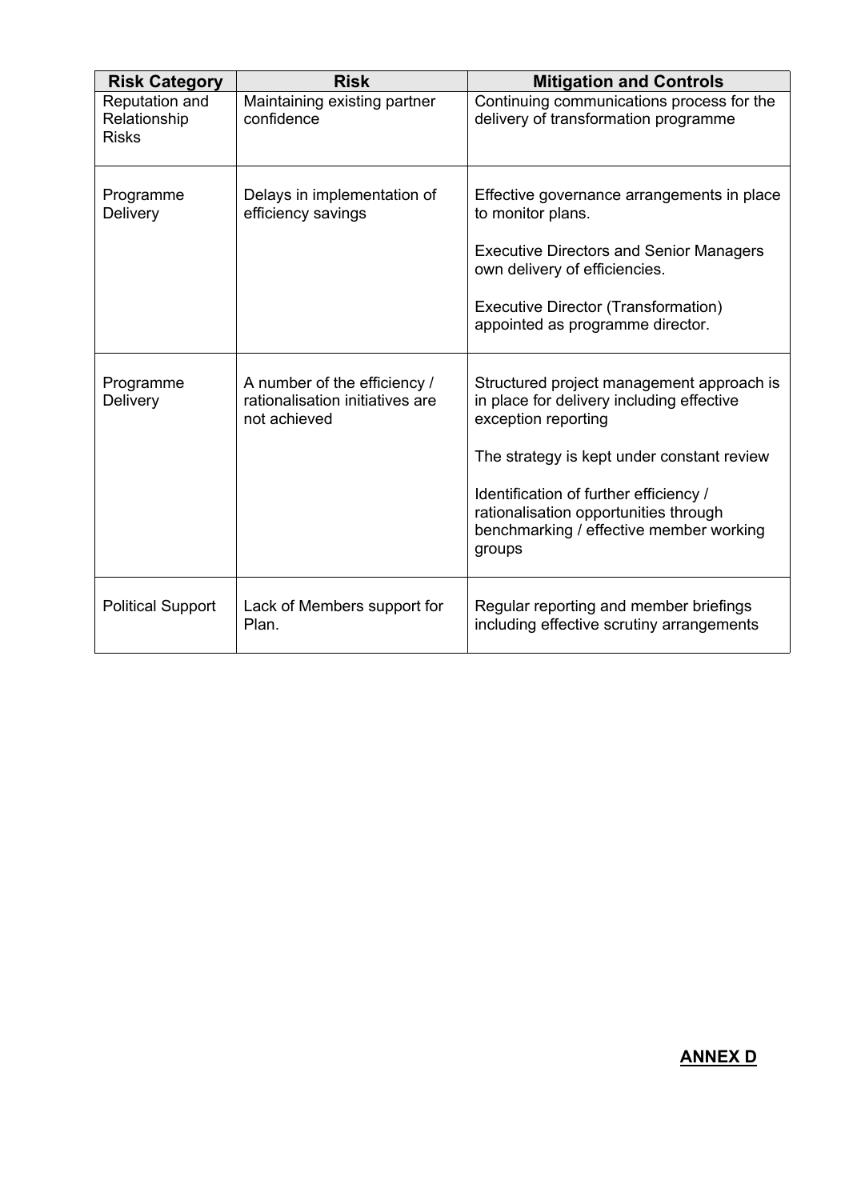| Risk Category | Risk | Mitigation and Controls |
| --- | --- | --- |
| Reputation and Relationship Risks | Maintaining existing partner confidence | Continuing communications process for the delivery of transformation programme |
| Programme Delivery | Delays in implementation of efficiency savings | Effective governance arrangements in place to monitor plans.<br><br>Executive Directors and Senior Managers own delivery of efficiencies.<br><br>Executive Director (Transformation) appointed as programme director. |
| Programme Delivery | A number of the efficiency / rationalisation initiatives are not achieved | Structured project management approach is in place for delivery including effective exception reporting<br><br>The strategy is kept under constant review<br><br>Identification of further efficiency / rationalisation opportunities through benchmarking / effective member working groups |
| Political Support | Lack of Members support for Plan. | Regular reporting and member briefings including effective scrutiny arrangements |

**ANNEX D**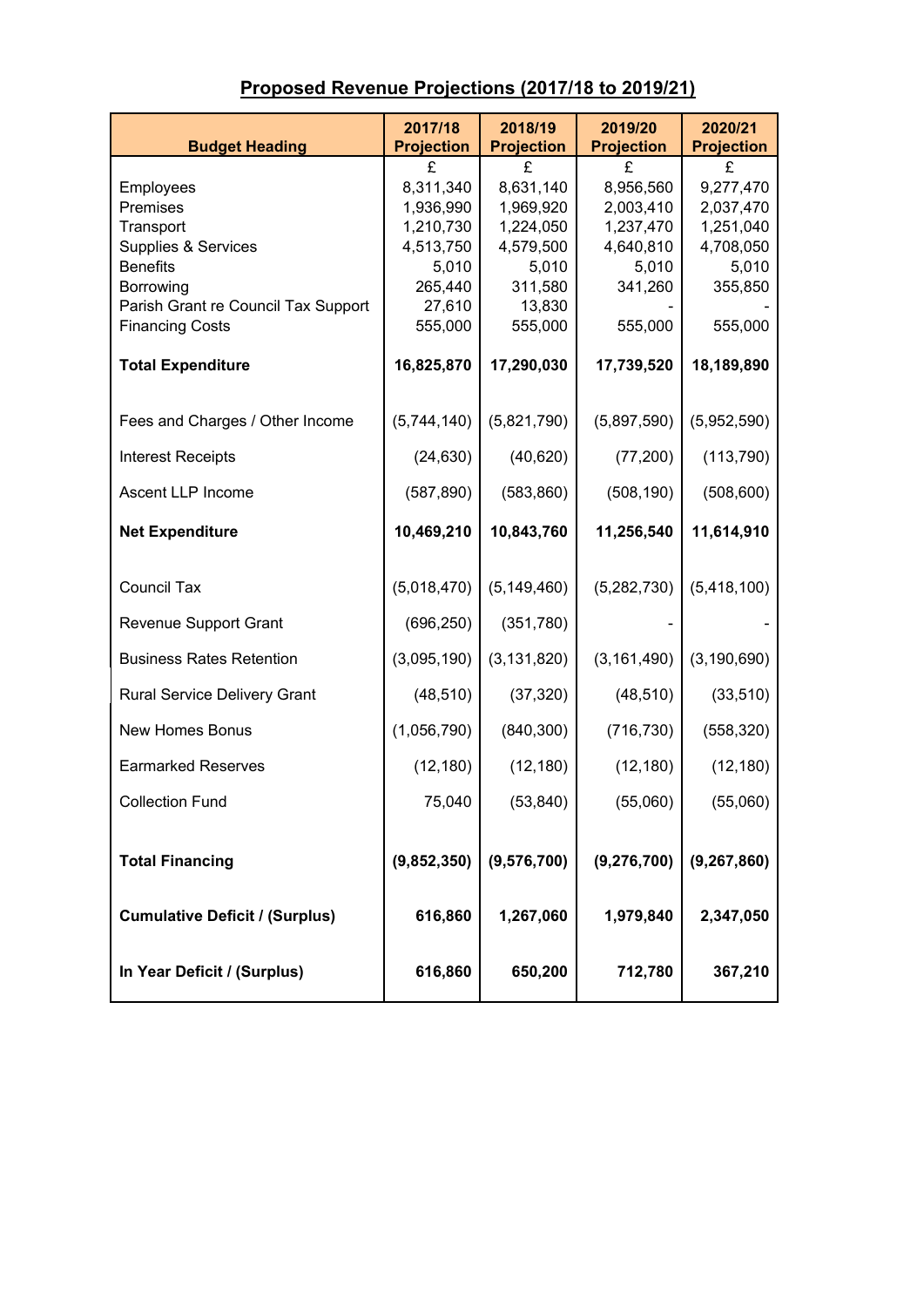## Proposed Revenue Projections (2017/18 to 2019/21)

| Budget Heading | 2017/18 Projection | 2018/19 Projection | 2019/20 Projection | 2020/21 Projection |
|---|---|---|---|---|
| | £ | £ | £ | £ |
| Employees | 8,311,340 | 8,631,140 | 8,956,560 | 9,277,470 |
| Premises | 1,936,990 | 1,969,920 | 2,003,410 | 2,037,470 |
| Transport | 1,210,730 | 1,224,050 | 1,237,470 | 1,251,040 |
| Supplies & Services | 4,513,750 | 4,579,500 | 4,640,810 | 4,708,050 |
| Benefits | 5,010 | 5,010 | 5,010 | 5,010 |
| Borrowing | 265,440 | 311,580 | 341,260 | 355,850 |
| Parish Grant re Council Tax Support | 27,610 | 13,830 | - | - |
| Financing Costs | 555,000 | 555,000 | 555,000 | 555,000 |
| **Total Expenditure** | **16,825,870** | **17,290,030** | **17,739,520** | **18,189,890** |
| Fees and Charges / Other Income | (5,744,140) | (5,821,790) | (5,897,590) | (5,952,590) |
| Interest Receipts | (24,630) | (40,620) | (77,200) | (113,790) |
| Ascent LLP Income | (587,890) | (583,860) | (508,190) | (508,600) |
| **Net Expenditure** | **10,469,210** | **10,843,760** | **11,256,540** | **11,614,910** |
| Council Tax | (5,018,470) | (5,149,460) | (5,282,730) | (5,418,100) |
| Revenue Support Grant | (696,250) | (351,780) | - | - |
| Business Rates Retention | (3,095,190) | (3,131,820) | (3,161,490) | (3,190,690) |
| Rural Service Delivery Grant | (48,510) | (37,320) | (48,510) | (33,510) |
| New Homes Bonus | (1,056,790) | (840,300) | (716,730) | (558,320) |
| Earmarked Reserves | (12,180) | (12,180) | (12,180) | (12,180) |
| Collection Fund | 75,040 | (53,840) | (55,060) | (55,060) |
| **Total Financing** | **(9,852,350)** | **(9,576,700)** | **(9,276,700)** | **(9,267,860)** |
| **Cumulative Deficit / (Surplus)** | **616,860** | **1,267,060** | **1,979,840** | **2,347,050** |
| **In Year Deficit / (Surplus)** | **616,860** | **650,200** | **712,780** | **367,210** |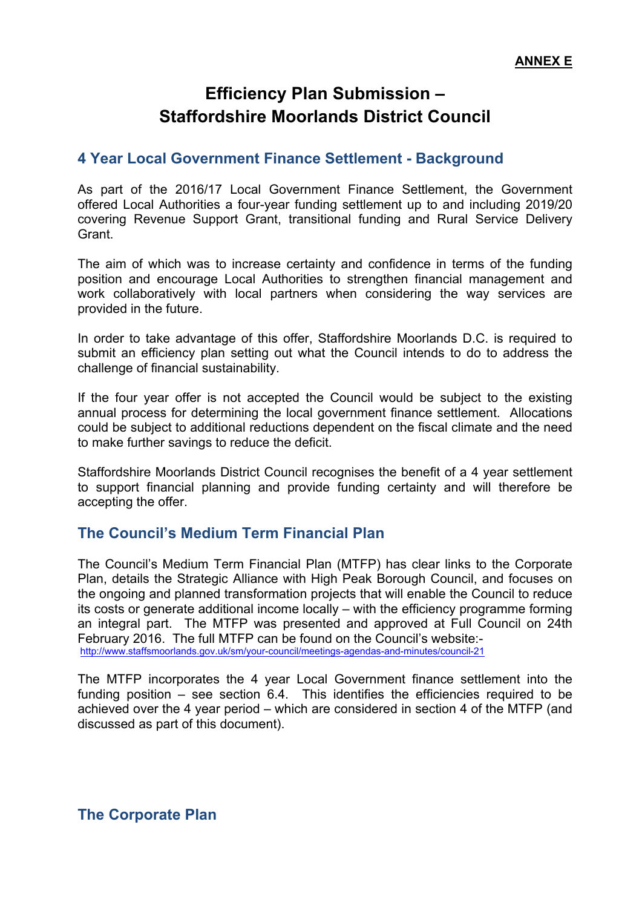**ANNEX E**

# Efficiency Plan Submission – Staffordshire Moorlands District Council

## 4 Year Local Government Finance Settlement - Background

As part of the 2016/17 Local Government Finance Settlement, the Government offered Local Authorities a four-year funding settlement up to and including 2019/20 covering Revenue Support Grant, transitional funding and Rural Service Delivery Grant.

The aim of which was to increase certainty and confidence in terms of the funding position and encourage Local Authorities to strengthen financial management and work collaboratively with local partners when considering the way services are provided in the future.

In order to take advantage of this offer, Staffordshire Moorlands D.C. is required to submit an efficiency plan setting out what the Council intends to do to address the challenge of financial sustainability.

If the four year offer is not accepted the Council would be subject to the existing annual process for determining the local government finance settlement. Allocations could be subject to additional reductions dependent on the fiscal climate and the need to make further savings to reduce the deficit.

Staffordshire Moorlands District Council recognises the benefit of a 4 year settlement to support financial planning and provide funding certainty and will therefore be accepting the offer.

## The Council's Medium Term Financial Plan

The Council's Medium Term Financial Plan (MTFP) has clear links to the Corporate Plan, details the Strategic Alliance with High Peak Borough Council, and focuses on the ongoing and planned transformation projects that will enable the Council to reduce its costs or generate additional income locally – with the efficiency programme forming an integral part. The MTFP was presented and approved at Full Council on 24th February 2016. The full MTFP can be found on the Council's website:-
http://www.staffsmoorlands.gov.uk/sm/your-council/meetings-agendas-and-minutes/council-21

The MTFP incorporates the 4 year Local Government finance settlement into the funding position – see section 6.4. This identifies the efficiencies required to be achieved over the 4 year period – which are considered in section 4 of the MTFP (and discussed as part of this document).

## The Corporate Plan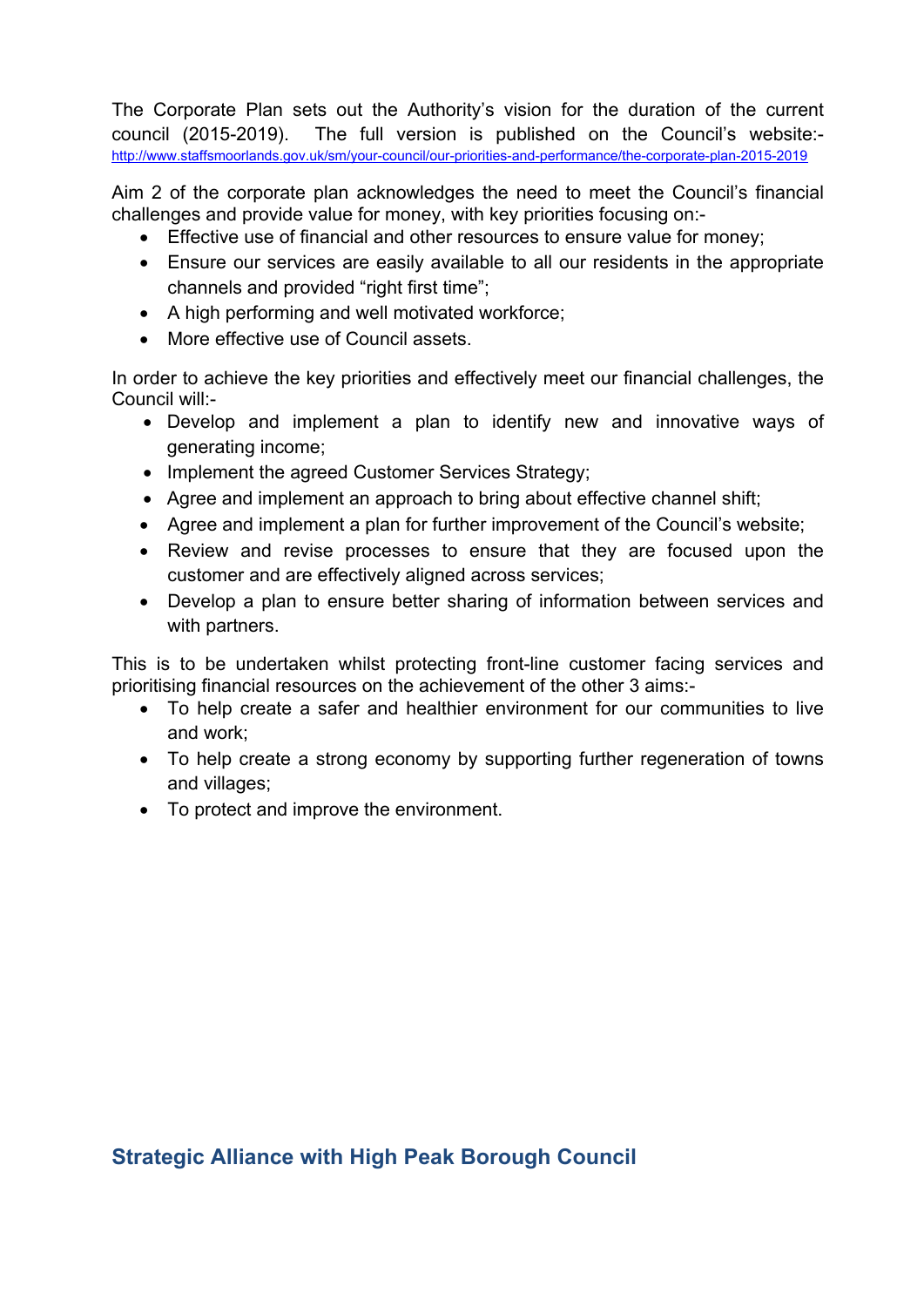The Corporate Plan sets out the Authority's vision for the duration of the current council (2015-2019). The full version is published on the Council's website:- http://www.staffsmoorlands.gov.uk/sm/your-council/our-priorities-and-performance/the-corporate-plan-2015-2019

Aim 2 of the corporate plan acknowledges the need to meet the Council's financial challenges and provide value for money, with key priorities focusing on:-

- Effective use of financial and other resources to ensure value for money;
- Ensure our services are easily available to all our residents in the appropriate channels and provided "right first time";
- A high performing and well motivated workforce;
- More effective use of Council assets.

In order to achieve the key priorities and effectively meet our financial challenges, the Council will:-

- Develop and implement a plan to identify new and innovative ways of generating income;
- Implement the agreed Customer Services Strategy;
- Agree and implement an approach to bring about effective channel shift;
- Agree and implement a plan for further improvement of the Council's website;
- Review and revise processes to ensure that they are focused upon the customer and are effectively aligned across services;
- Develop a plan to ensure better sharing of information between services and with partners.

This is to be undertaken whilst protecting front-line customer facing services and prioritising financial resources on the achievement of the other 3 aims:-

- To help create a safer and healthier environment for our communities to live and work;
- To help create a strong economy by supporting further regeneration of towns and villages;
- To protect and improve the environment.

## Strategic Alliance with High Peak Borough Council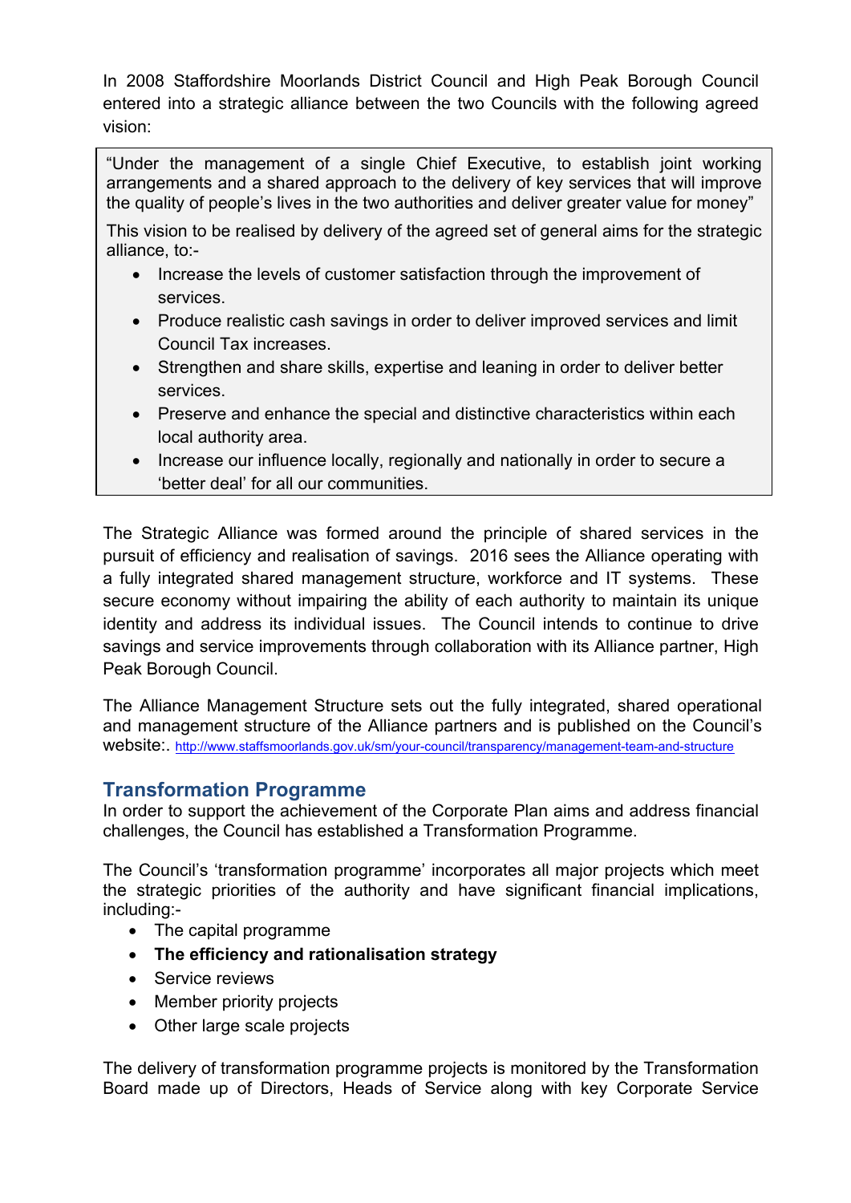In 2008 Staffordshire Moorlands District Council and High Peak Borough Council entered into a strategic alliance between the two Councils with the following agreed vision:

> "Under the management of a single Chief Executive, to establish joint working arrangements and a shared approach to the delivery of key services that will improve the quality of people's lives in the two authorities and deliver greater value for money"
>
> This vision to be realised by delivery of the agreed set of general aims for the strategic alliance, to:-
>
> - Increase the levels of customer satisfaction through the improvement of services.
> - Produce realistic cash savings in order to deliver improved services and limit Council Tax increases.
> - Strengthen and share skills, expertise and leaning in order to deliver better services.
> - Preserve and enhance the special and distinctive characteristics within each local authority area.
> - Increase our influence locally, regionally and nationally in order to secure a 'better deal' for all our communities.

The Strategic Alliance was formed around the principle of shared services in the pursuit of efficiency and realisation of savings. 2016 sees the Alliance operating with a fully integrated shared management structure, workforce and IT systems. These secure economy without impairing the ability of each authority to maintain its unique identity and address its individual issues. The Council intends to continue to drive savings and service improvements through collaboration with its Alliance partner, High Peak Borough Council.

The Alliance Management Structure sets out the fully integrated, shared operational and management structure of the Alliance partners and is published on the Council's website:. http://www.staffsmoorlands.gov.uk/sm/your-council/transparency/management-team-and-structure

## Transformation Programme

In order to support the achievement of the Corporate Plan aims and address financial challenges, the Council has established a Transformation Programme.

The Council's 'transformation programme' incorporates all major projects which meet the strategic priorities of the authority and have significant financial implications, including:-

- The capital programme
- **The efficiency and rationalisation strategy**
- Service reviews
- Member priority projects
- Other large scale projects

The delivery of transformation programme projects is monitored by the Transformation Board made up of Directors, Heads of Service along with key Corporate Service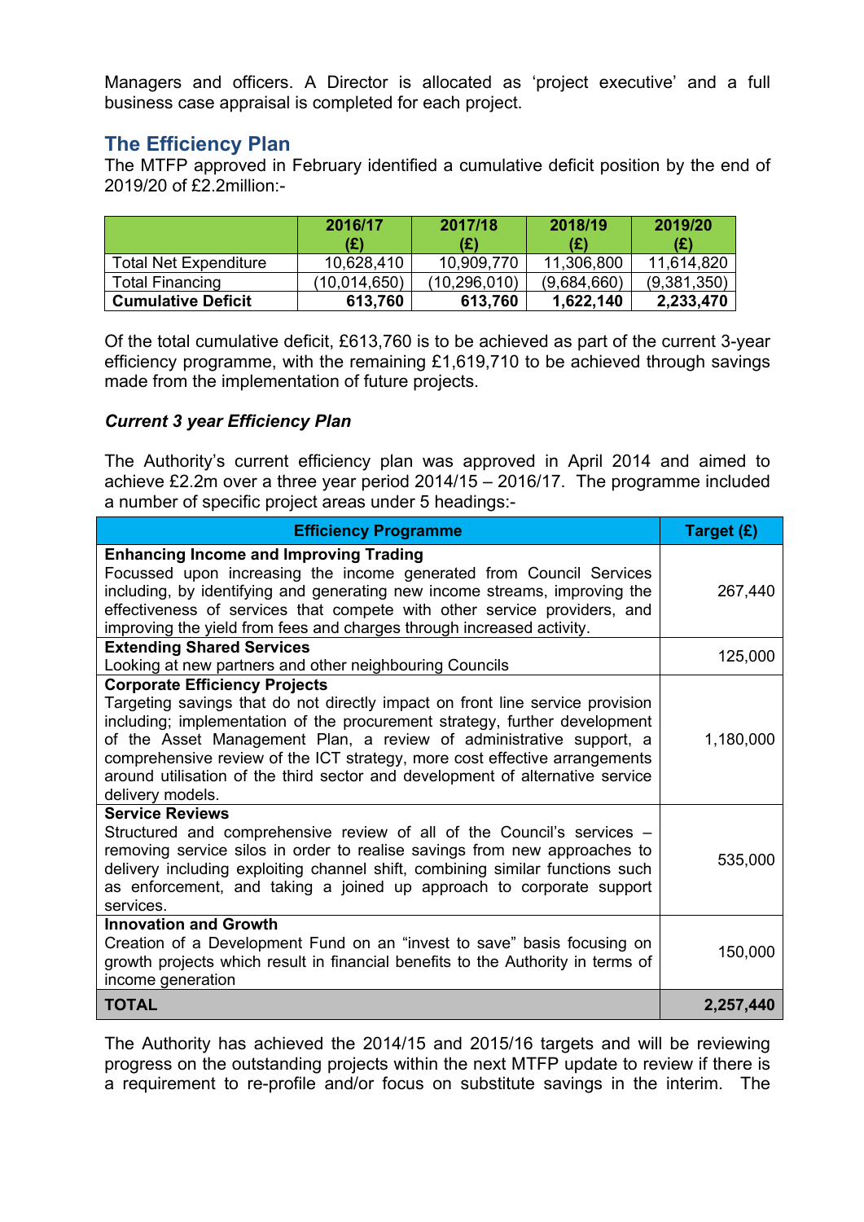Managers and officers. A Director is allocated as 'project executive' and a full business case appraisal is completed for each project.

## The Efficiency Plan

The MTFP approved in February identified a cumulative deficit position by the end of 2019/20 of £2.2million:-

| | 2016/17 (£) | 2017/18 (£) | 2018/19 (£) | 2019/20 (£) |
|---|---|---|---|---|
| Total Net Expenditure | 10,628,410 | 10,909,770 | 11,306,800 | 11,614,820 |
| Total Financing | (10,014,650) | (10,296,010) | (9,684,660) | (9,381,350) |
| **Cumulative Deficit** | **613,760** | **613,760** | **1,622,140** | **2,233,470** |

Of the total cumulative deficit, £613,760 is to be achieved as part of the current 3-year efficiency programme, with the remaining £1,619,710 to be achieved through savings made from the implementation of future projects.

***Current 3 year Efficiency Plan***

The Authority's current efficiency plan was approved in April 2014 and aimed to achieve £2.2m over a three year period 2014/15 – 2016/17. The programme included a number of specific project areas under 5 headings:-

| Efficiency Programme | Target (£) |
|---|---|
| **Enhancing Income and Improving Trading**<br>Focussed upon increasing the income generated from Council Services including, by identifying and generating new income streams, improving the effectiveness of services that compete with other service providers, and improving the yield from fees and charges through increased activity. | 267,440 |
| **Extending Shared Services**<br>Looking at new partners and other neighbouring Councils | 125,000 |
| **Corporate Efficiency Projects**<br>Targeting savings that do not directly impact on front line service provision including; implementation of the procurement strategy, further development of the Asset Management Plan, a review of administrative support, a comprehensive review of the ICT strategy, more cost effective arrangements around utilisation of the third sector and development of alternative service delivery models. | 1,180,000 |
| **Service Reviews**<br>Structured and comprehensive review of all of the Council's services – removing service silos in order to realise savings from new approaches to delivery including exploiting channel shift, combining similar functions such as enforcement, and taking a joined up approach to corporate support services. | 535,000 |
| **Innovation and Growth**<br>Creation of a Development Fund on an "invest to save" basis focusing on growth projects which result in financial benefits to the Authority in terms of income generation | 150,000 |
| **TOTAL** | **2,257,440** |

The Authority has achieved the 2014/15 and 2015/16 targets and will be reviewing progress on the outstanding projects within the next MTFP update to review if there is a requirement to re-profile and/or focus on substitute savings in the interim. The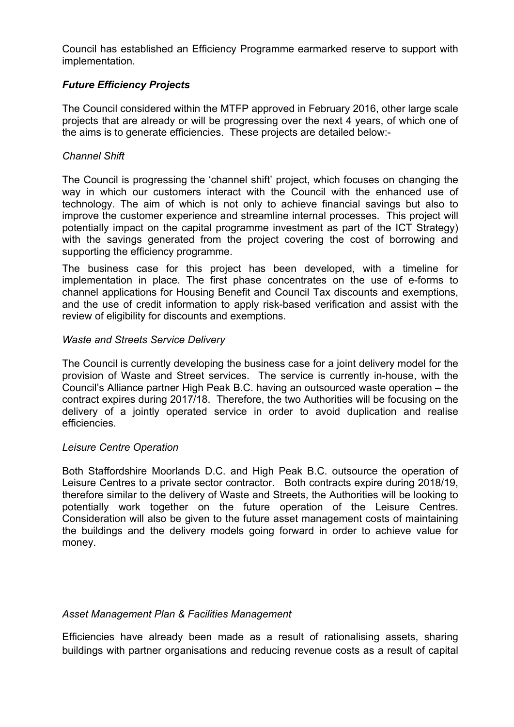Council has established an Efficiency Programme earmarked reserve to support with implementation.

### *Future Efficiency Projects*

The Council considered within the MTFP approved in February 2016, other large scale projects that are already or will be progressing over the next 4 years, of which one of the aims is to generate efficiencies. These projects are detailed below:-

#### *Channel Shift*

The Council is progressing the 'channel shift' project, which focuses on changing the way in which our customers interact with the Council with the enhanced use of technology. The aim of which is not only to achieve financial savings but also to improve the customer experience and streamline internal processes. This project will potentially impact on the capital programme investment as part of the ICT Strategy) with the savings generated from the project covering the cost of borrowing and supporting the efficiency programme.

The business case for this project has been developed, with a timeline for implementation in place. The first phase concentrates on the use of e-forms to channel applications for Housing Benefit and Council Tax discounts and exemptions, and the use of credit information to apply risk-based verification and assist with the review of eligibility for discounts and exemptions.

#### *Waste and Streets Service Delivery*

The Council is currently developing the business case for a joint delivery model for the provision of Waste and Street services. The service is currently in-house, with the Council's Alliance partner High Peak B.C. having an outsourced waste operation – the contract expires during 2017/18. Therefore, the two Authorities will be focusing on the delivery of a jointly operated service in order to avoid duplication and realise efficiencies.

#### *Leisure Centre Operation*

Both Staffordshire Moorlands D.C. and High Peak B.C. outsource the operation of Leisure Centres to a private sector contractor. Both contracts expire during 2018/19, therefore similar to the delivery of Waste and Streets, the Authorities will be looking to potentially work together on the future operation of the Leisure Centres. Consideration will also be given to the future asset management costs of maintaining the buildings and the delivery models going forward in order to achieve value for money.

#### *Asset Management Plan & Facilities Management*

Efficiencies have already been made as a result of rationalising assets, sharing buildings with partner organisations and reducing revenue costs as a result of capital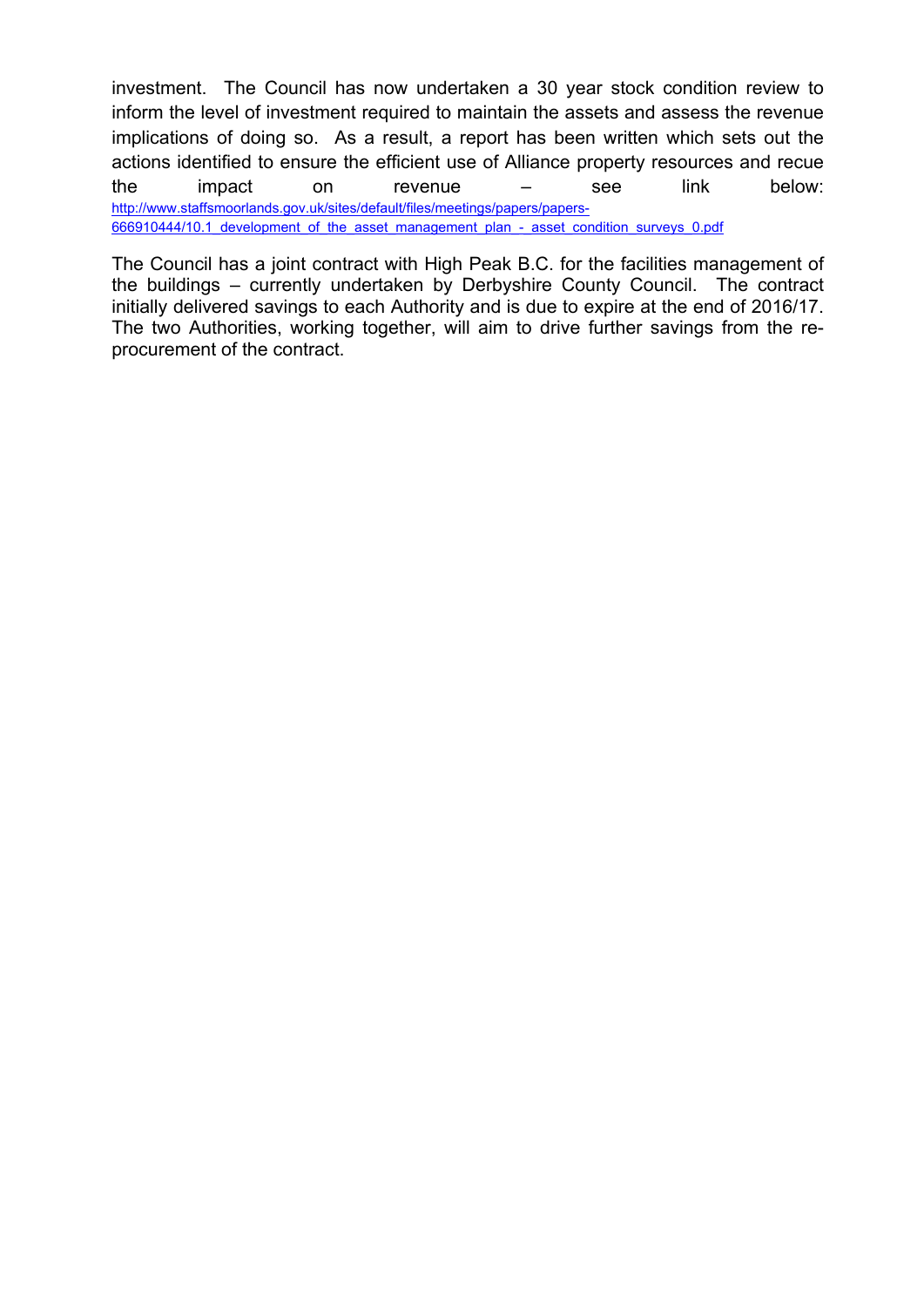investment. The Council has now undertaken a 30 year stock condition review to inform the level of investment required to maintain the assets and assess the revenue implications of doing so. As a result, a report has been written which sets out the actions identified to ensure the efficient use of Alliance property resources and recue the impact on revenue – see link below:
http://www.staffsmoorlands.gov.uk/sites/default/files/meetings/papers/papers-666910444/10.1_development_of_the_asset_management_plan_-_asset_condition_surveys_0.pdf

The Council has a joint contract with High Peak B.C. for the facilities management of the buildings – currently undertaken by Derbyshire County Council. The contract initially delivered savings to each Authority and is due to expire at the end of 2016/17. The two Authorities, working together, will aim to drive further savings from the re-procurement of the contract.